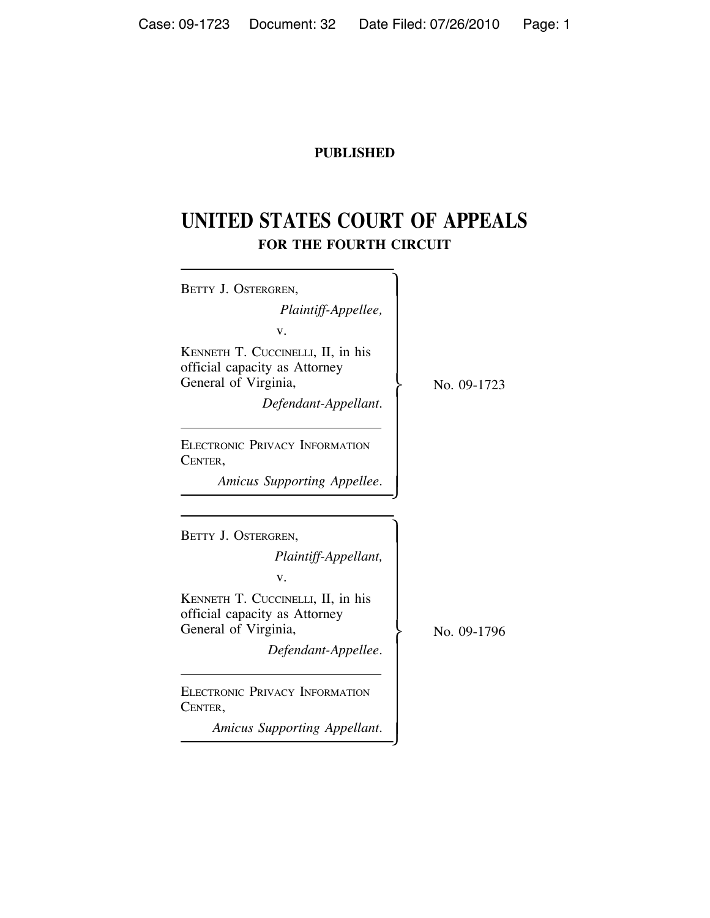**PUBLISHED**

# UNITED STATES COURT OF APPEALS

## FOR THE FOURTH CIRCUIT

BETTY J. OSTERGREN,
*Plaintiff-Appellee,*

v.

KENNETH T. CUCCINELLI, II, in his official capacity as Attorney General of Virginia,
*Defendant-Appellant.*

ELECTRONIC PRIVACY INFORMATION CENTER,
*Amicus Supporting Appellee.*

No. 09-1723

---

BETTY J. OSTERGREN,
*Plaintiff-Appellant,*

v.

KENNETH T. CUCCINELLI, II, in his official capacity as Attorney General of Virginia,
*Defendant-Appellee.*

ELECTRONIC PRIVACY INFORMATION CENTER,
*Amicus Supporting Appellant.*

No. 09-1796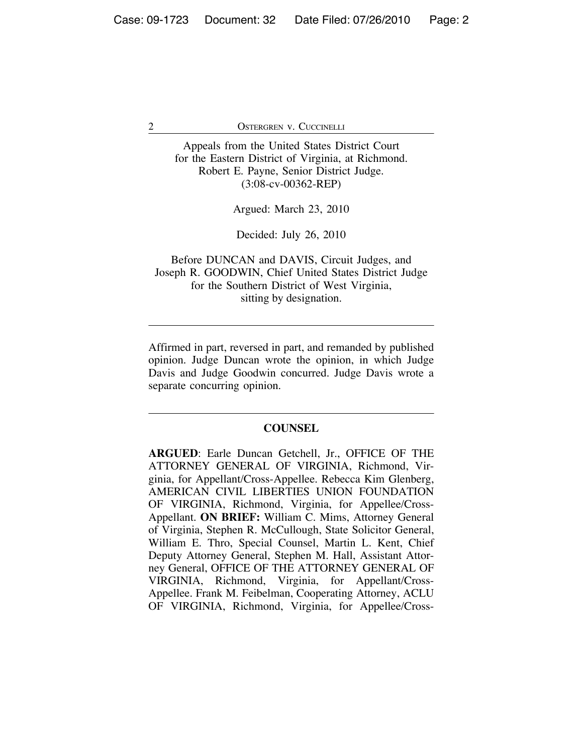Appeals from the United States District Court for the Eastern District of Virginia, at Richmond. Robert E. Payne, Senior District Judge. (3:08-cv-00362-REP)

Argued: March 23, 2010

Decided: July 26, 2010

Before DUNCAN and DAVIS, Circuit Judges, and Joseph R. GOODWIN, Chief United States District Judge for the Southern District of West Virginia, sitting by designation.

---

Affirmed in part, reversed in part, and remanded by published opinion. Judge Duncan wrote the opinion, in which Judge Davis and Judge Goodwin concurred. Judge Davis wrote a separate concurring opinion.

---

## COUNSEL

**ARGUED**: Earle Duncan Getchell, Jr., OFFICE OF THE ATTORNEY GENERAL OF VIRGINIA, Richmond, Virginia, for Appellant/Cross-Appellee. Rebecca Kim Glenberg, AMERICAN CIVIL LIBERTIES UNION FOUNDATION OF VIRGINIA, Richmond, Virginia, for Appellee/Cross-Appellant. **ON BRIEF:** William C. Mims, Attorney General of Virginia, Stephen R. McCullough, State Solicitor General, William E. Thro, Special Counsel, Martin L. Kent, Chief Deputy Attorney General, Stephen M. Hall, Assistant Attorney General, OFFICE OF THE ATTORNEY GENERAL OF VIRGINIA, Richmond, Virginia, for Appellant/Cross-Appellee. Frank M. Feibelman, Cooperating Attorney, ACLU OF VIRGINIA, Richmond, Virginia, for Appellee/Cross-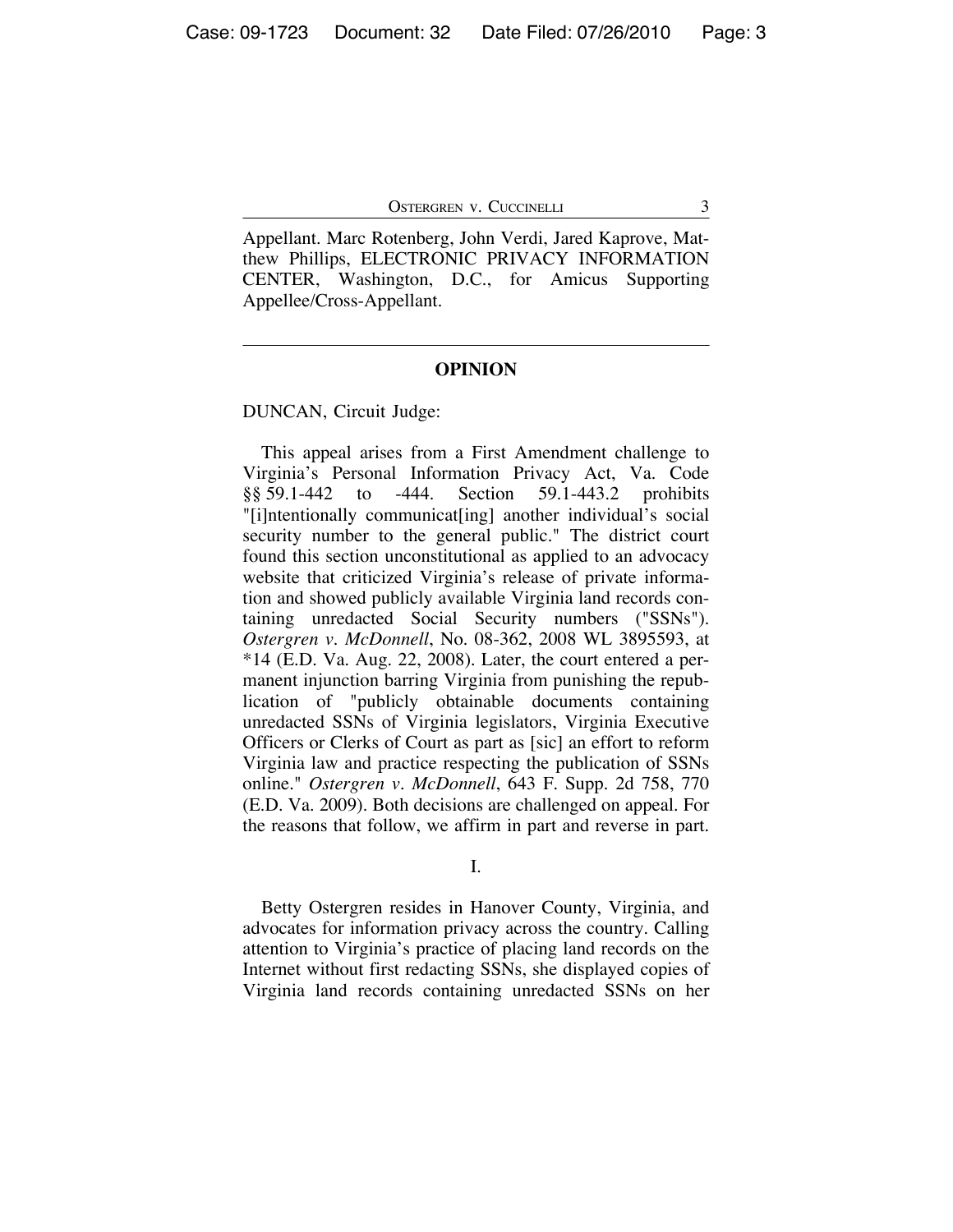Appellant. Marc Rotenberg, John Verdi, Jared Kaprove, Matthew Phillips, ELECTRONIC PRIVACY INFORMATION CENTER, Washington, D.C., for Amicus Supporting Appellee/Cross-Appellant.

---

## OPINION

DUNCAN, Circuit Judge:

This appeal arises from a First Amendment challenge to Virginia's Personal Information Privacy Act, Va. Code §§ 59.1-442 to -444. Section 59.1-443.2 prohibits "[i]ntentionally communicat[ing] another individual's social security number to the general public." The district court found this section unconstitutional as applied to an advocacy website that criticized Virginia's release of private information and showed publicly available Virginia land records containing unredacted Social Security numbers ("SSNs"). *Ostergren v. McDonnell*, No. 08-362, 2008 WL 3895593, at *14 (E.D. Va. Aug. 22, 2008). Later, the court entered a permanent injunction barring Virginia from punishing the republication of "publicly obtainable documents containing unredacted SSNs of Virginia legislators, Virginia Executive Officers or Clerks of Court as part as [sic] an effort to reform Virginia law and practice respecting the publication of SSNs online." *Ostergren v. McDonnell*, 643 F. Supp. 2d 758, 770 (E.D. Va. 2009). Both decisions are challenged on appeal. For the reasons that follow, we affirm in part and reverse in part.

### I.

Betty Ostergren resides in Hanover County, Virginia, and advocates for information privacy across the country. Calling attention to Virginia's practice of placing land records on the Internet without first redacting SSNs, she displayed copies of Virginia land records containing unredacted SSNs on her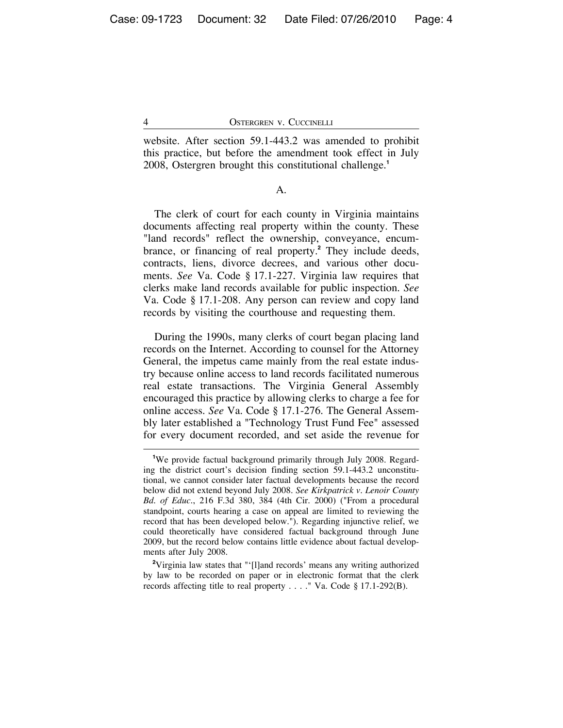website. After section 59.1-443.2 was amended to prohibit this practice, but before the amendment took effect in July 2008, Ostergren brought this constitutional challenge.[1]

A.

The clerk of court for each county in Virginia maintains documents affecting real property within the county. These "land records" reflect the ownership, conveyance, encumbrance, or financing of real property.[2] They include deeds, contracts, liens, divorce decrees, and various other documents. *See* Va. Code § 17.1-227. Virginia law requires that clerks make land records available for public inspection. *See* Va. Code § 17.1-208. Any person can review and copy land records by visiting the courthouse and requesting them.

During the 1990s, many clerks of court began placing land records on the Internet. According to counsel for the Attorney General, the impetus came mainly from the real estate industry because online access to land records facilitated numerous real estate transactions. The Virginia General Assembly encouraged this practice by allowing clerks to charge a fee for online access. *See* Va. Code § 17.1-276. The General Assembly later established a "Technology Trust Fund Fee" assessed for every document recorded, and set aside the revenue for

---

[1]We provide factual background primarily through July 2008. Regarding the district court's decision finding section 59.1-443.2 unconstitutional, we cannot consider later factual developments because the record below did not extend beyond July 2008. *See Kirkpatrick v. Lenoir County Bd. of Educ.*, 216 F.3d 380, 384 (4th Cir. 2000) ("From a procedural standpoint, courts hearing a case on appeal are limited to reviewing the record that has been developed below."). Regarding injunctive relief, we could theoretically have considered factual background through June 2009, but the record below contains little evidence about factual developments after July 2008.

[2]Virginia law states that "'[l]and records' means any writing authorized by law to be recorded on paper or in electronic format that the clerk records affecting title to real property . . . ." Va. Code § 17.1-292(B).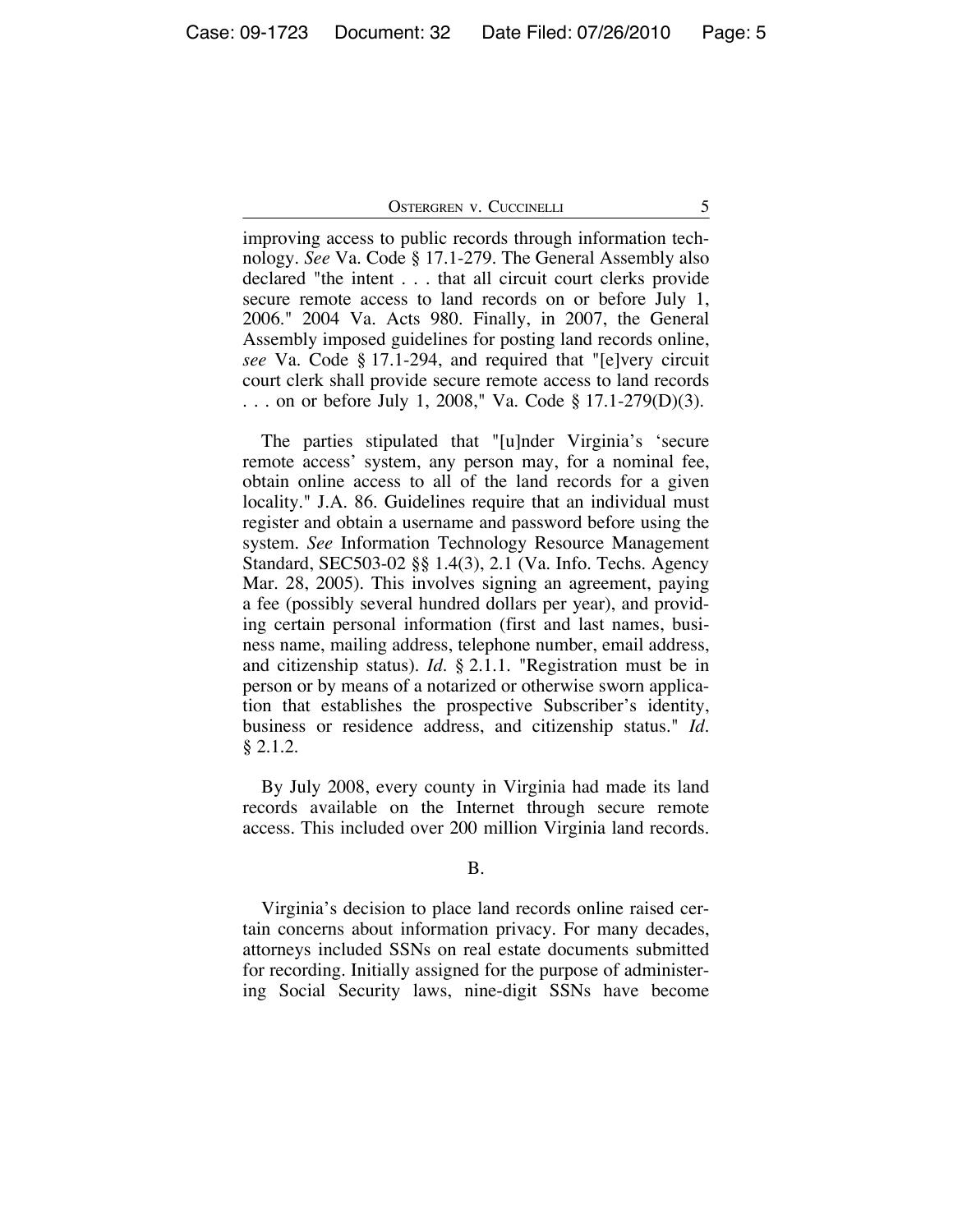improving access to public records through information technology. *See* Va. Code § 17.1-279. The General Assembly also declared "the intent . . . that all circuit court clerks provide secure remote access to land records on or before July 1, 2006." 2004 Va. Acts 980. Finally, in 2007, the General Assembly imposed guidelines for posting land records online, *see* Va. Code § 17.1-294, and required that "[e]very circuit court clerk shall provide secure remote access to land records . . . on or before July 1, 2008," Va. Code § 17.1-279(D)(3).

The parties stipulated that "[u]nder Virginia's 'secure remote access' system, any person may, for a nominal fee, obtain online access to all of the land records for a given locality." J.A. 86. Guidelines require that an individual must register and obtain a username and password before using the system. *See* Information Technology Resource Management Standard, SEC503-02 §§ 1.4(3), 2.1 (Va. Info. Techs. Agency Mar. 28, 2005). This involves signing an agreement, paying a fee (possibly several hundred dollars per year), and providing certain personal information (first and last names, business name, mailing address, telephone number, email address, and citizenship status). *Id.* § 2.1.1. "Registration must be in person or by means of a notarized or otherwise sworn application that establishes the prospective Subscriber's identity, business or residence address, and citizenship status." *Id.* § 2.1.2.

By July 2008, every county in Virginia had made its land records available on the Internet through secure remote access. This included over 200 million Virginia land records.

B.

Virginia's decision to place land records online raised certain concerns about information privacy. For many decades, attorneys included SSNs on real estate documents submitted for recording. Initially assigned for the purpose of administering Social Security laws, nine-digit SSNs have become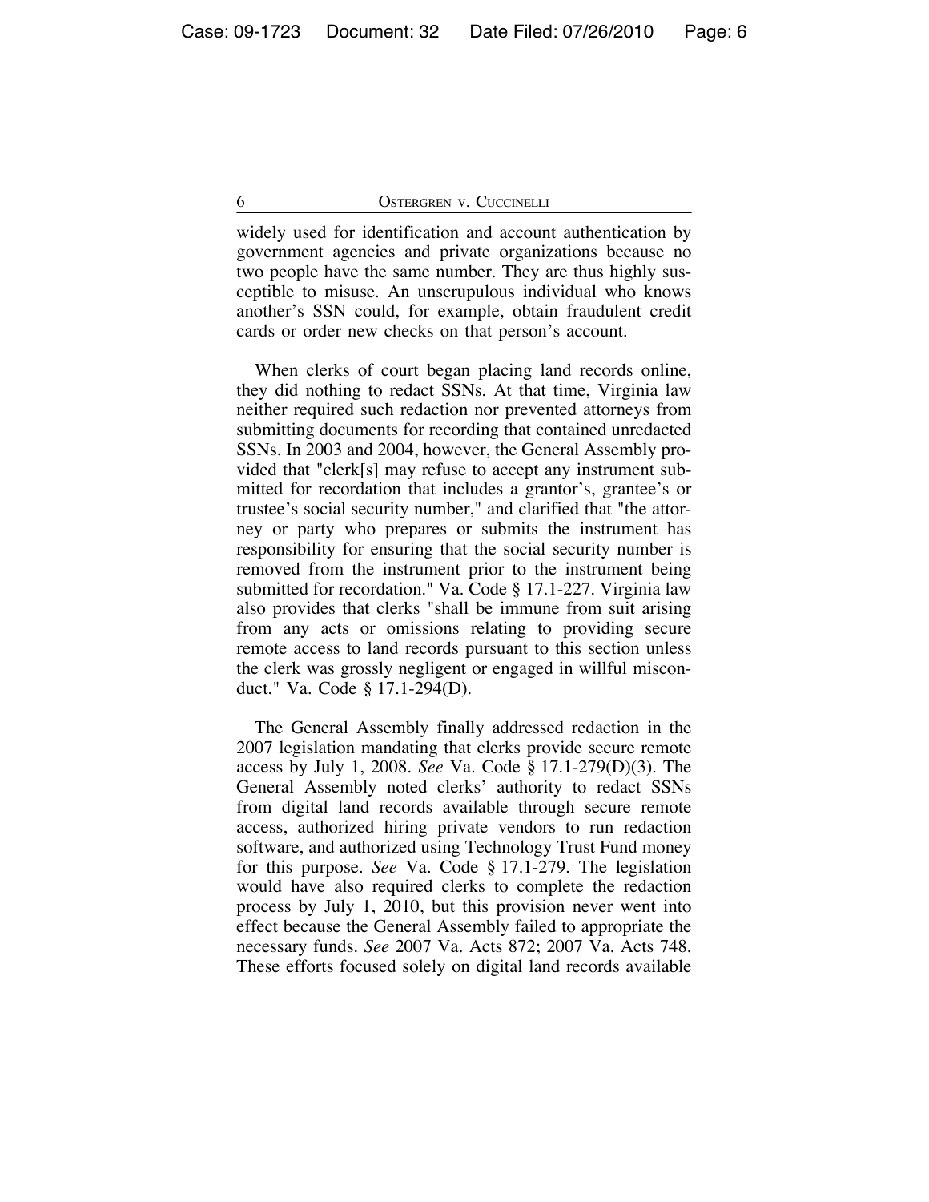widely used for identification and account authentication by government agencies and private organizations because no two people have the same number. They are thus highly susceptible to misuse. An unscrupulous individual who knows another's SSN could, for example, obtain fraudulent credit cards or order new checks on that person's account.

When clerks of court began placing land records online, they did nothing to redact SSNs. At that time, Virginia law neither required such redaction nor prevented attorneys from submitting documents for recording that contained unredacted SSNs. In 2003 and 2004, however, the General Assembly provided that "clerk[s] may refuse to accept any instrument submitted for recordation that includes a grantor's, grantee's or trustee's social security number," and clarified that "the attorney or party who prepares or submits the instrument has responsibility for ensuring that the social security number is removed from the instrument prior to the instrument being submitted for recordation." Va. Code § 17.1-227. Virginia law also provides that clerks "shall be immune from suit arising from any acts or omissions relating to providing secure remote access to land records pursuant to this section unless the clerk was grossly negligent or engaged in willful misconduct." Va. Code § 17.1-294(D).

The General Assembly finally addressed redaction in the 2007 legislation mandating that clerks provide secure remote access by July 1, 2008. *See* Va. Code § 17.1-279(D)(3). The General Assembly noted clerks' authority to redact SSNs from digital land records available through secure remote access, authorized hiring private vendors to run redaction software, and authorized using Technology Trust Fund money for this purpose. *See* Va. Code § 17.1-279. The legislation would have also required clerks to complete the redaction process by July 1, 2010, but this provision never went into effect because the General Assembly failed to appropriate the necessary funds. *See* 2007 Va. Acts 872; 2007 Va. Acts 748. These efforts focused solely on digital land records available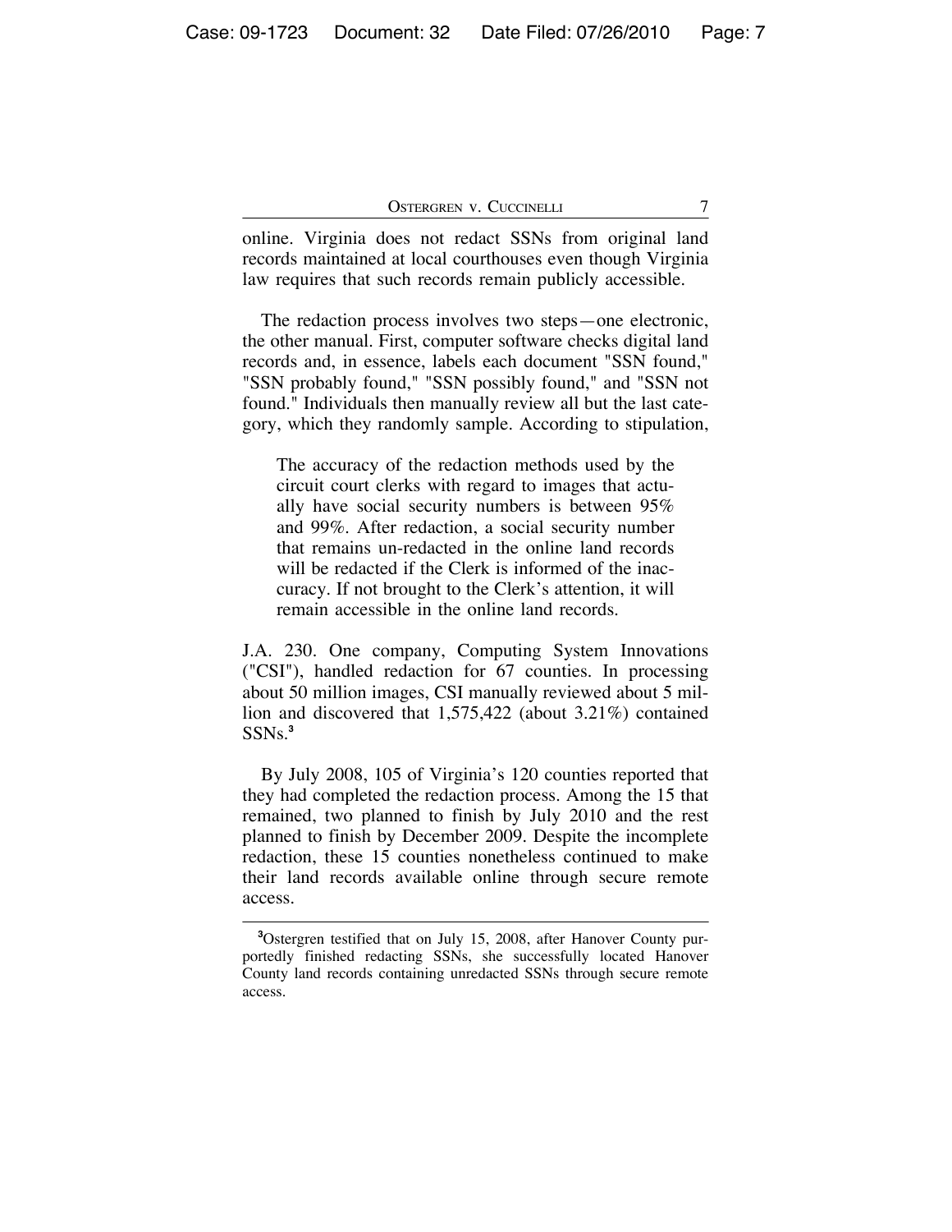online. Virginia does not redact SSNs from original land records maintained at local courthouses even though Virginia law requires that such records remain publicly accessible.

The redaction process involves two steps—one electronic, the other manual. First, computer software checks digital land records and, in essence, labels each document "SSN found," "SSN probably found," "SSN possibly found," and "SSN not found." Individuals then manually review all but the last category, which they randomly sample. According to stipulation,

> The accuracy of the redaction methods used by the circuit court clerks with regard to images that actually have social security numbers is between 95% and 99%. After redaction, a social security number that remains un-redacted in the online land records will be redacted if the Clerk is informed of the inaccuracy. If not brought to the Clerk's attention, it will remain accessible in the online land records.

J.A. 230. One company, Computing System Innovations ("CSI"), handled redaction for 67 counties. In processing about 50 million images, CSI manually reviewed about 5 million and discovered that 1,575,422 (about 3.21%) contained SSNs.[3]

By July 2008, 105 of Virginia's 120 counties reported that they had completed the redaction process. Among the 15 that remained, two planned to finish by July 2010 and the rest planned to finish by December 2009. Despite the incomplete redaction, these 15 counties nonetheless continued to make their land records available online through secure remote access.

---

[3]Ostergren testified that on July 15, 2008, after Hanover County purportedly finished redacting SSNs, she successfully located Hanover County land records containing unredacted SSNs through secure remote access.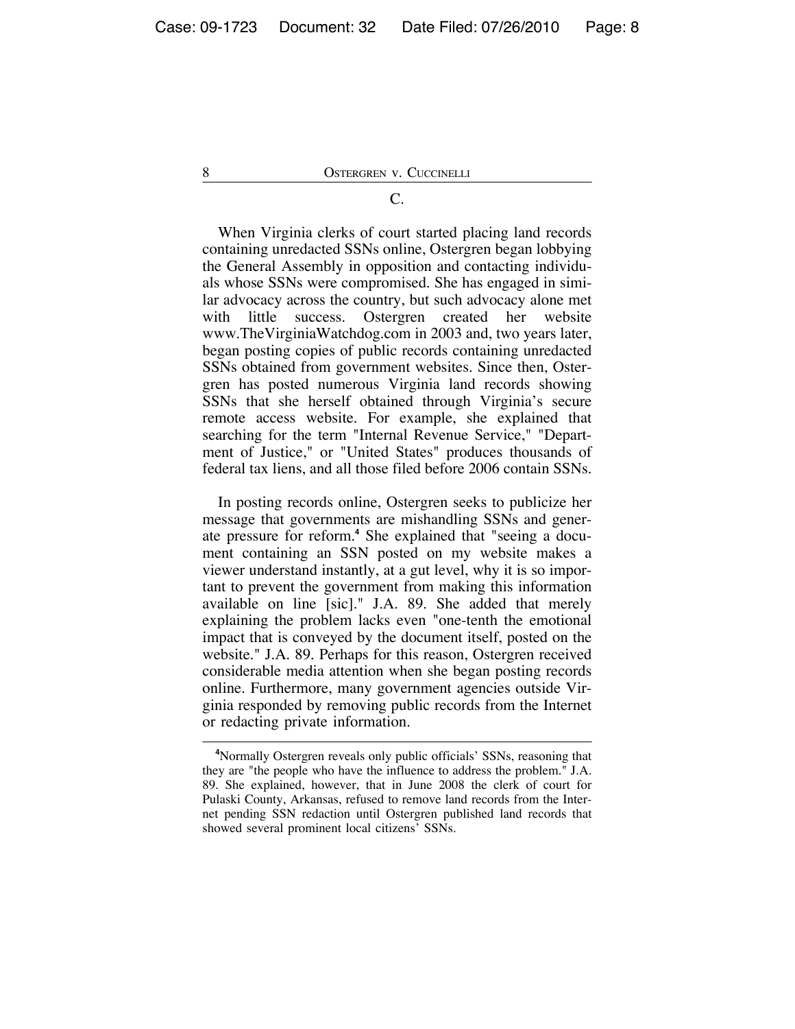### C.

When Virginia clerks of court started placing land records containing unredacted SSNs online, Ostergren began lobbying the General Assembly in opposition and contacting individuals whose SSNs were compromised. She has engaged in similar advocacy across the country, but such advocacy alone met with little success. Ostergren created her website www.TheVirginiaWatchdog.com in 2003 and, two years later, began posting copies of public records containing unredacted SSNs obtained from government websites. Since then, Ostergren has posted numerous Virginia land records showing SSNs that she herself obtained through Virginia's secure remote access website. For example, she explained that searching for the term "Internal Revenue Service," "Department of Justice," or "United States" produces thousands of federal tax liens, and all those filed before 2006 contain SSNs.

In posting records online, Ostergren seeks to publicize her message that governments are mishandling SSNs and generate pressure for reform.[4] She explained that "seeing a document containing an SSN posted on my website makes a viewer understand instantly, at a gut level, why it is so important to prevent the government from making this information available on line [sic]." J.A. 89. She added that merely explaining the problem lacks even "one-tenth the emotional impact that is conveyed by the document itself, posted on the website." J.A. 89. Perhaps for this reason, Ostergren received considerable media attention when she began posting records online. Furthermore, many government agencies outside Virginia responded by removing public records from the Internet or redacting private information.

[4]Normally Ostergren reveals only public officials' SSNs, reasoning that they are "the people who have the influence to address the problem." J.A. 89. She explained, however, that in June 2008 the clerk of court for Pulaski County, Arkansas, refused to remove land records from the Internet pending SSN redaction until Ostergren published land records that showed several prominent local citizens' SSNs.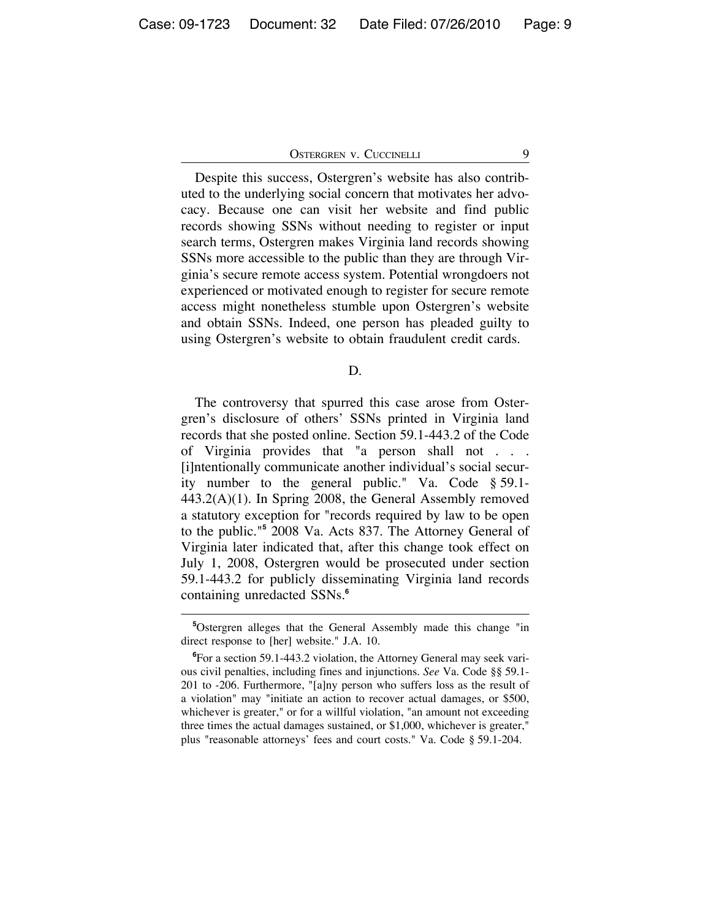Despite this success, Ostergren's website has also contributed to the underlying social concern that motivates her advocacy. Because one can visit her website and find public records showing SSNs without needing to register or input search terms, Ostergren makes Virginia land records showing SSNs more accessible to the public than they are through Virginia's secure remote access system. Potential wrongdoers not experienced or motivated enough to register for secure remote access might nonetheless stumble upon Ostergren's website and obtain SSNs. Indeed, one person has pleaded guilty to using Ostergren's website to obtain fraudulent credit cards.

D.

The controversy that spurred this case arose from Ostergren's disclosure of others' SSNs printed in Virginia land records that she posted online. Section 59.1-443.2 of the Code of Virginia provides that "a person shall not . . . [i]ntentionally communicate another individual's social security number to the general public." Va. Code § 59.1-443.2(A)(1). In Spring 2008, the General Assembly removed a statutory exception for "records required by law to be open to the public."[5] 2008 Va. Acts 837. The Attorney General of Virginia later indicated that, after this change took effect on July 1, 2008, Ostergren would be prosecuted under section 59.1-443.2 for publicly disseminating Virginia land records containing unredacted SSNs.[6]

[5]Ostergren alleges that the General Assembly made this change "in direct response to [her] website." J.A. 10.

[6]For a section 59.1-443.2 violation, the Attorney General may seek various civil penalties, including fines and injunctions. *See* Va. Code §§ 59.1-201 to -206. Furthermore, "[a]ny person who suffers loss as the result of a violation" may "initiate an action to recover actual damages, or $500, whichever is greater," or for a willful violation, "an amount not exceeding three times the actual damages sustained, or $1,000, whichever is greater," plus "reasonable attorneys' fees and court costs." Va. Code § 59.1-204.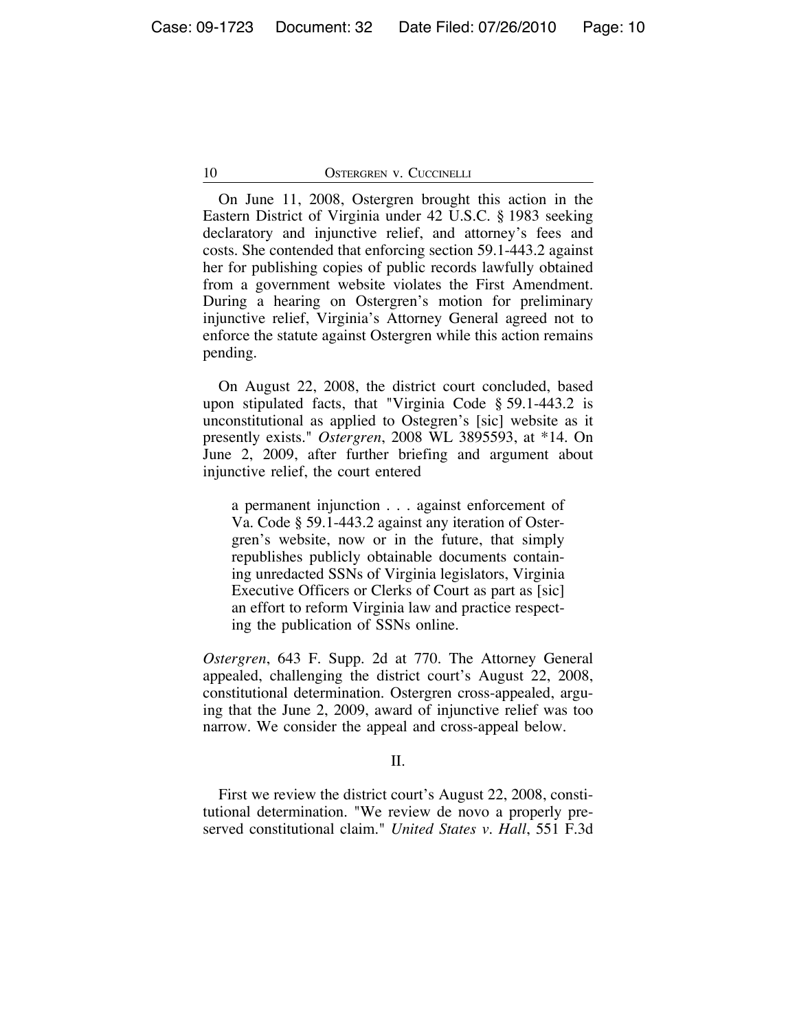On June 11, 2008, Ostergren brought this action in the Eastern District of Virginia under 42 U.S.C. § 1983 seeking declaratory and injunctive relief, and attorney's fees and costs. She contended that enforcing section 59.1-443.2 against her for publishing copies of public records lawfully obtained from a government website violates the First Amendment. During a hearing on Ostergren's motion for preliminary injunctive relief, Virginia's Attorney General agreed not to enforce the statute against Ostergren while this action remains pending.

On August 22, 2008, the district court concluded, based upon stipulated facts, that "Virginia Code § 59.1-443.2 is unconstitutional as applied to Ostegren's [sic] website as it presently exists." *Ostergren*, 2008 WL 3895593, at *14. On June 2, 2009, after further briefing and argument about injunctive relief, the court entered

> a permanent injunction . . . against enforcement of Va. Code § 59.1-443.2 against any iteration of Ostergren's website, now or in the future, that simply republishes publicly obtainable documents containing unredacted SSNs of Virginia legislators, Virginia Executive Officers or Clerks of Court as part as [sic] an effort to reform Virginia law and practice respecting the publication of SSNs online.

*Ostergren*, 643 F. Supp. 2d at 770. The Attorney General appealed, challenging the district court's August 22, 2008, constitutional determination. Ostergren cross-appealed, arguing that the June 2, 2009, award of injunctive relief was too narrow. We consider the appeal and cross-appeal below.

## II.

First we review the district court's August 22, 2008, constitutional determination. "We review de novo a properly preserved constitutional claim." *United States v. Hall*, 551 F.3d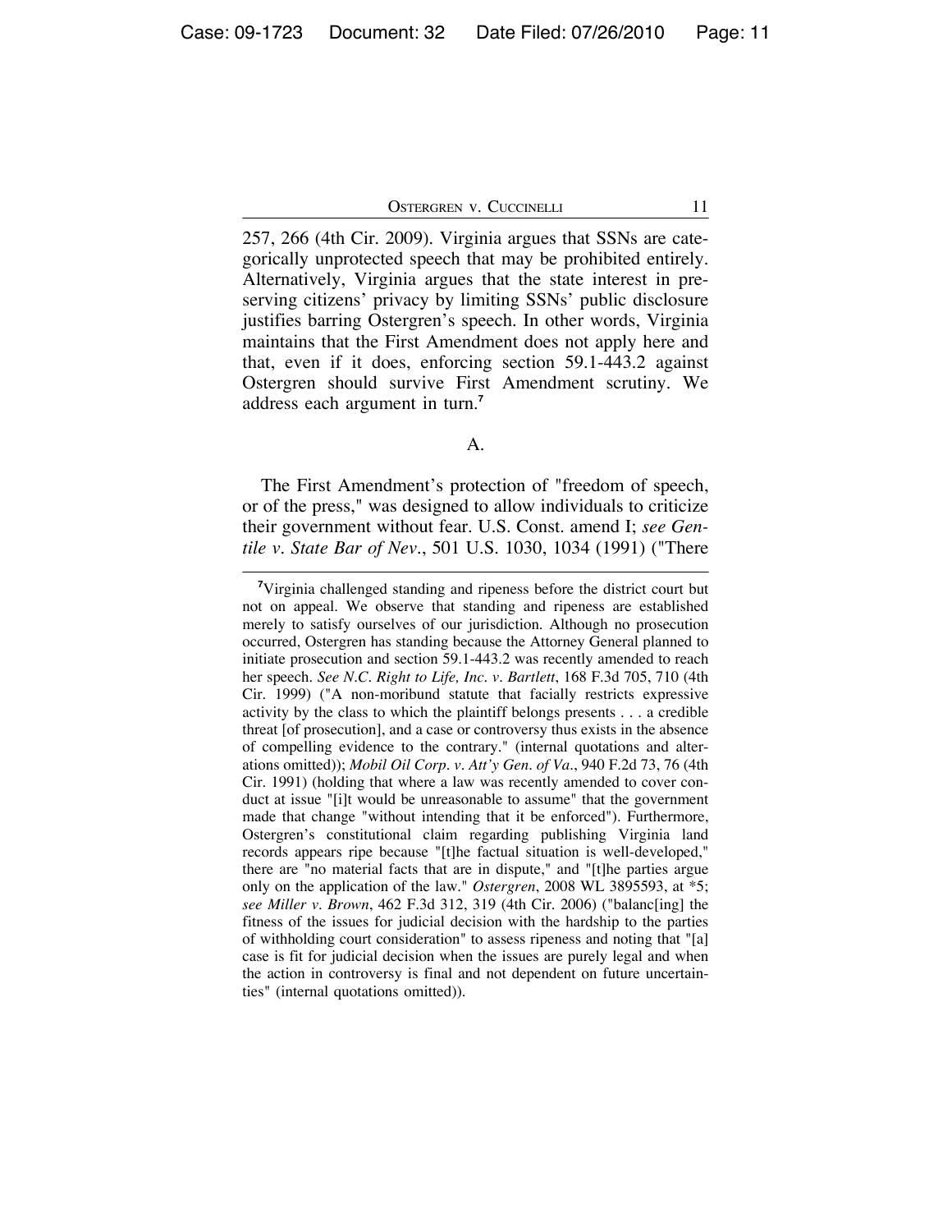257, 266 (4th Cir. 2009). Virginia argues that SSNs are categorically unprotected speech that may be prohibited entirely. Alternatively, Virginia argues that the state interest in preserving citizens' privacy by limiting SSNs' public disclosure justifies barring Ostergren's speech. In other words, Virginia maintains that the First Amendment does not apply here and that, even if it does, enforcing section 59.1-443.2 against Ostergren should survive First Amendment scrutiny. We address each argument in turn.[7]

A.

The First Amendment's protection of "freedom of speech, or of the press," was designed to allow individuals to criticize their government without fear. U.S. Const. amend I; *see Gentile v. State Bar of Nev.*, 501 U.S. 1030, 1034 (1991) ("There

---

[7]Virginia challenged standing and ripeness before the district court but not on appeal. We observe that standing and ripeness are established merely to satisfy ourselves of our jurisdiction. Although no prosecution occurred, Ostergren has standing because the Attorney General planned to initiate prosecution and section 59.1-443.2 was recently amended to reach her speech. *See N.C. Right to Life, Inc. v. Bartlett*, 168 F.3d 705, 710 (4th Cir. 1999) ("A non-moribund statute that facially restricts expressive activity by the class to which the plaintiff belongs presents . . . a credible threat [of prosecution], and a case or controversy thus exists in the absence of compelling evidence to the contrary." (internal quotations and alterations omitted)); *Mobil Oil Corp. v. Att'y Gen. of Va.*, 940 F.2d 73, 76 (4th Cir. 1991) (holding that where a law was recently amended to cover conduct at issue "[i]t would be unreasonable to assume" that the government made that change "without intending that it be enforced"). Furthermore, Ostergren's constitutional claim regarding publishing Virginia land records appears ripe because "[t]he factual situation is well-developed," there are "no material facts that are in dispute," and "[t]he parties argue only on the application of the law." *Ostergren*, 2008 WL 3895593, at *5; *see Miller v. Brown*, 462 F.3d 312, 319 (4th Cir. 2006) ("balanc[ing] the fitness of the issues for judicial decision with the hardship to the parties of withholding court consideration" to assess ripeness and noting that "[a] case is fit for judicial decision when the issues are purely legal and when the action in controversy is final and not dependent on future uncertainties" (internal quotations omitted)).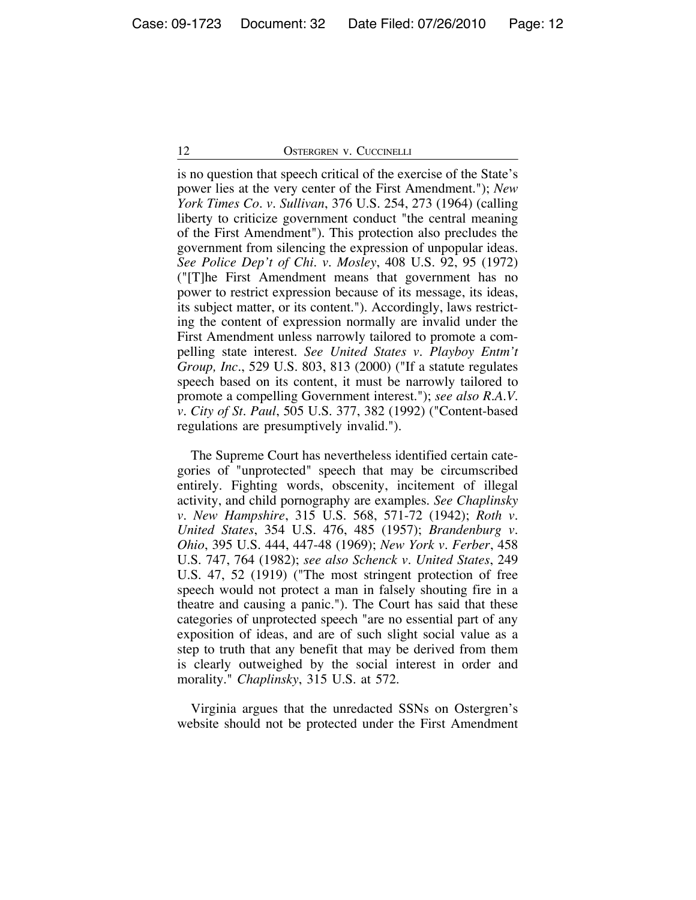is no question that speech critical of the exercise of the State's power lies at the very center of the First Amendment."); *New York Times Co. v. Sullivan*, 376 U.S. 254, 273 (1964) (calling liberty to criticize government conduct "the central meaning of the First Amendment"). This protection also precludes the government from silencing the expression of unpopular ideas. *See Police Dep't of Chi. v. Mosley*, 408 U.S. 92, 95 (1972) ("[T]he First Amendment means that government has no power to restrict expression because of its message, its ideas, its subject matter, or its content."). Accordingly, laws restricting the content of expression normally are invalid under the First Amendment unless narrowly tailored to promote a compelling state interest. *See United States v. Playboy Entm't Group, Inc.*, 529 U.S. 803, 813 (2000) ("If a statute regulates speech based on its content, it must be narrowly tailored to promote a compelling Government interest."); *see also R.A.V. v. City of St. Paul*, 505 U.S. 377, 382 (1992) ("Content-based regulations are presumptively invalid.").

The Supreme Court has nevertheless identified certain categories of "unprotected" speech that may be circumscribed entirely. Fighting words, obscenity, incitement of illegal activity, and child pornography are examples. *See Chaplinsky v. New Hampshire*, 315 U.S. 568, 571-72 (1942); *Roth v. United States*, 354 U.S. 476, 485 (1957); *Brandenburg v. Ohio*, 395 U.S. 444, 447-48 (1969); *New York v. Ferber*, 458 U.S. 747, 764 (1982); *see also Schenck v. United States*, 249 U.S. 47, 52 (1919) ("The most stringent protection of free speech would not protect a man in falsely shouting fire in a theatre and causing a panic."). The Court has said that these categories of unprotected speech "are no essential part of any exposition of ideas, and are of such slight social value as a step to truth that any benefit that may be derived from them is clearly outweighed by the social interest in order and morality." *Chaplinsky*, 315 U.S. at 572.

Virginia argues that the unredacted SSNs on Ostergren's website should not be protected under the First Amendment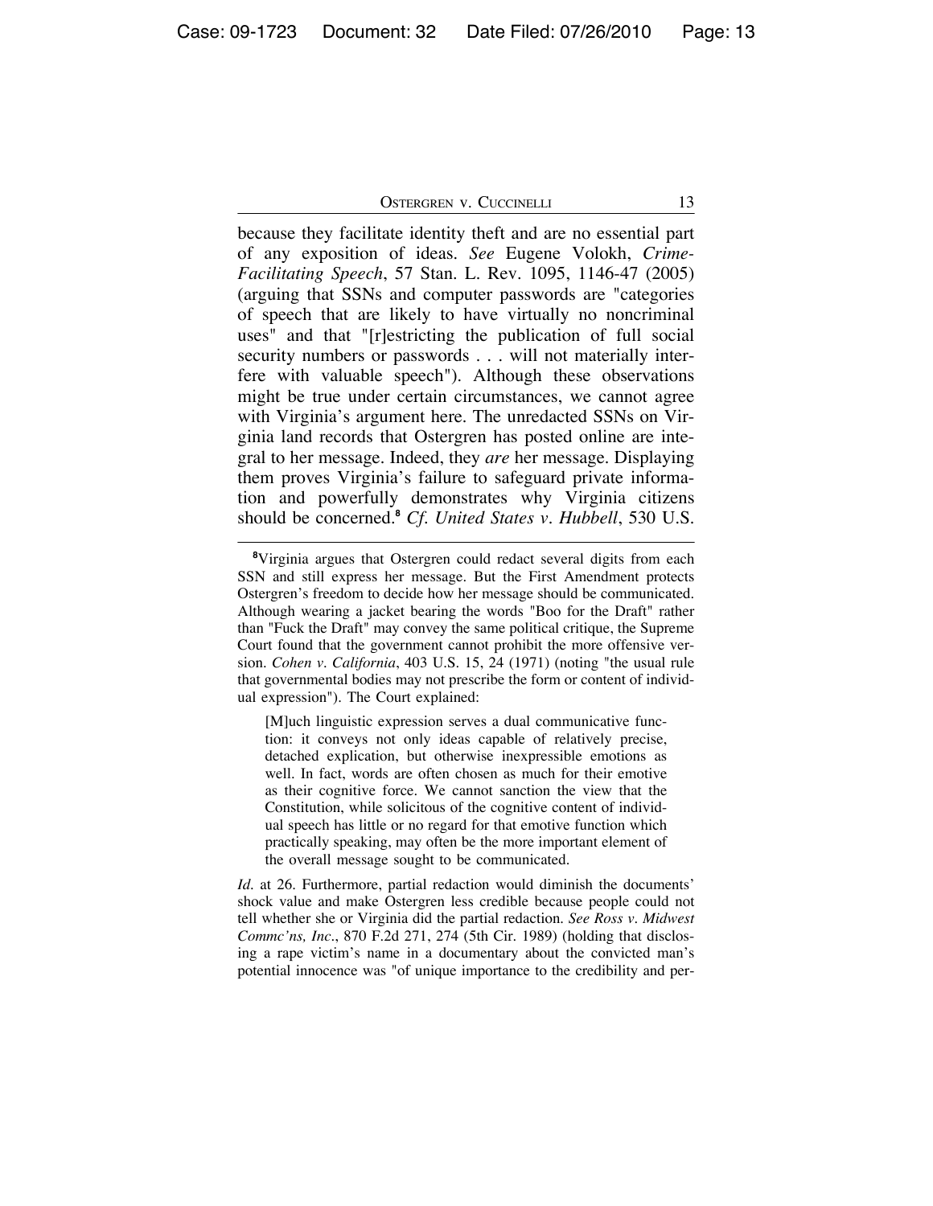because they facilitate identity theft and are no essential part of any exposition of ideas. *See* Eugene Volokh, *Crime-Facilitating Speech*, 57 Stan. L. Rev. 1095, 1146-47 (2005) (arguing that SSNs and computer passwords are "categories of speech that are likely to have virtually no noncriminal uses" and that "[r]estricting the publication of full social security numbers or passwords . . . will not materially interfere with valuable speech"). Although these observations might be true under certain circumstances, we cannot agree with Virginia's argument here. The unredacted SSNs on Virginia land records that Ostergren has posted online are integral to her message. Indeed, they *are* her message. Displaying them proves Virginia's failure to safeguard private information and powerfully demonstrates why Virginia citizens should be concerned.[8] *Cf. United States v. Hubbell*, 530 U.S.

---

[8]Virginia argues that Ostergren could redact several digits from each SSN and still express her message. But the First Amendment protects Ostergren's freedom to decide how her message should be communicated. Although wearing a jacket bearing the words "Boo for the Draft" rather than "Fuck the Draft" may convey the same political critique, the Supreme Court found that the government cannot prohibit the more offensive version. *Cohen v. California*, 403 U.S. 15, 24 (1971) (noting "the usual rule that governmental bodies may not prescribe the form or content of individual expression"). The Court explained:

> [M]uch linguistic expression serves a dual communicative function: it conveys not only ideas capable of relatively precise, detached explication, but otherwise inexpressible emotions as well. In fact, words are often chosen as much for their emotive as their cognitive force. We cannot sanction the view that the Constitution, while solicitous of the cognitive content of individual speech has little or no regard for that emotive function which practically speaking, may often be the more important element of the overall message sought to be communicated.

*Id.* at 26. Furthermore, partial redaction would diminish the documents' shock value and make Ostergren less credible because people could not tell whether she or Virginia did the partial redaction. *See Ross v. Midwest Commc'ns, Inc.*, 870 F.2d 271, 274 (5th Cir. 1989) (holding that disclosing a rape victim's name in a documentary about the convicted man's potential innocence was "of unique importance to the credibility and per-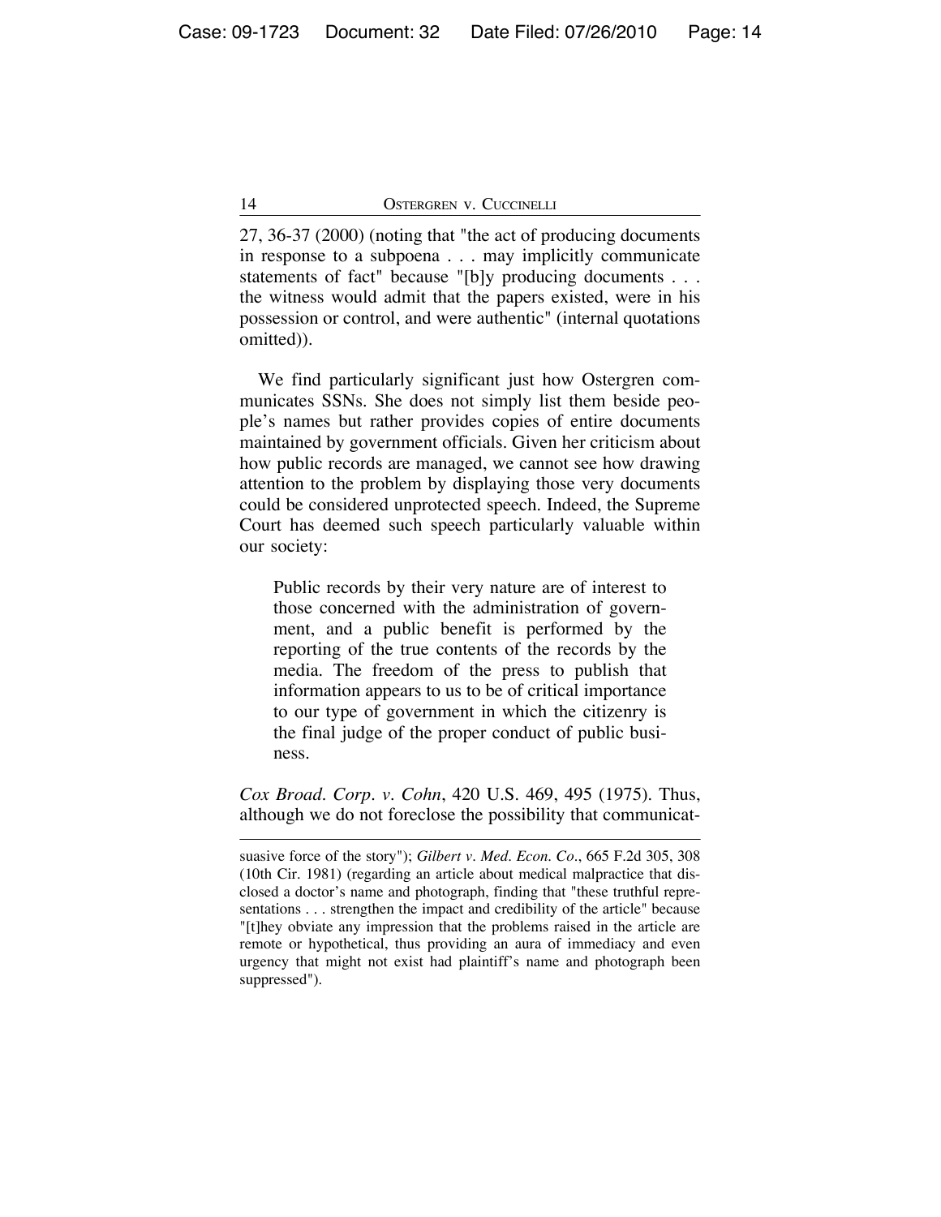27, 36-37 (2000) (noting that "the act of producing documents in response to a subpoena . . . may implicitly communicate statements of fact" because "[b]y producing documents . . . the witness would admit that the papers existed, were in his possession or control, and were authentic" (internal quotations omitted)).

We find particularly significant just how Ostergren communicates SSNs. She does not simply list them beside people's names but rather provides copies of entire documents maintained by government officials. Given her criticism about how public records are managed, we cannot see how drawing attention to the problem by displaying those very documents could be considered unprotected speech. Indeed, the Supreme Court has deemed such speech particularly valuable within our society:

> Public records by their very nature are of interest to those concerned with the administration of government, and a public benefit is performed by the reporting of the true contents of the records by the media. The freedom of the press to publish that information appears to us to be of critical importance to our type of government in which the citizenry is the final judge of the proper conduct of public business.

*Cox Broad. Corp. v. Cohn*, 420 U.S. 469, 495 (1975). Thus, although we do not foreclose the possibility that communicat-

---

suasive force of the story"); *Gilbert v. Med. Econ. Co*., 665 F.2d 305, 308 (10th Cir. 1981) (regarding an article about medical malpractice that disclosed a doctor's name and photograph, finding that "these truthful representations . . . strengthen the impact and credibility of the article" because "[t]hey obviate any impression that the problems raised in the article are remote or hypothetical, thus providing an aura of immediacy and even urgency that might not exist had plaintiff's name and photograph been suppressed").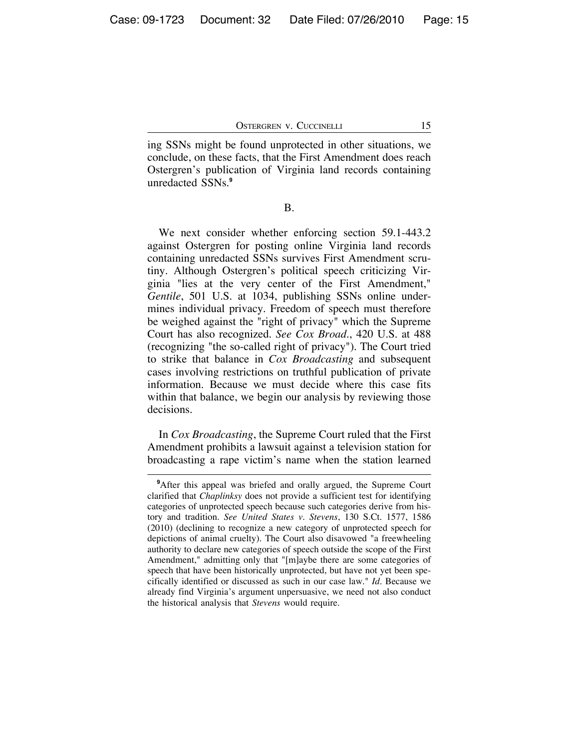ing SSNs might be found unprotected in other situations, we conclude, on these facts, that the First Amendment does reach Ostergren's publication of Virginia land records containing unredacted SSNs.[9]

B.

We next consider whether enforcing section 59.1-443.2 against Ostergren for posting online Virginia land records containing unredacted SSNs survives First Amendment scrutiny. Although Ostergren's political speech criticizing Virginia "lies at the very center of the First Amendment," *Gentile*, 501 U.S. at 1034, publishing SSNs online undermines individual privacy. Freedom of speech must therefore be weighed against the "right of privacy" which the Supreme Court has also recognized. *See Cox Broad.*, 420 U.S. at 488 (recognizing "the so-called right of privacy"). The Court tried to strike that balance in *Cox Broadcasting* and subsequent cases involving restrictions on truthful publication of private information. Because we must decide where this case fits within that balance, we begin our analysis by reviewing those decisions.

In *Cox Broadcasting*, the Supreme Court ruled that the First Amendment prohibits a lawsuit against a television station for broadcasting a rape victim's name when the station learned

---

[9] After this appeal was briefed and orally argued, the Supreme Court clarified that *Chaplinksy* does not provide a sufficient test for identifying categories of unprotected speech because such categories derive from history and tradition. *See United States v. Stevens*, 130 S.Ct. 1577, 1586 (2010) (declining to recognize a new category of unprotected speech for depictions of animal cruelty). The Court also disavowed "a freewheeling authority to declare new categories of speech outside the scope of the First Amendment," admitting only that "[m]aybe there are some categories of speech that have been historically unprotected, but have not yet been specifically identified or discussed as such in our case law." *Id.* Because we already find Virginia's argument unpersuasive, we need not also conduct the historical analysis that *Stevens* would require.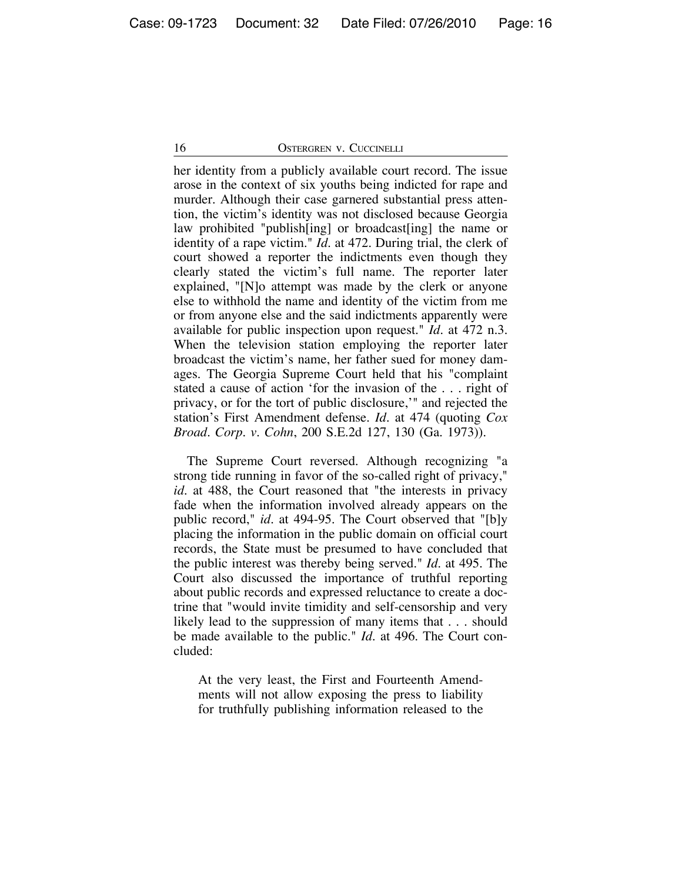her identity from a publicly available court record. The issue arose in the context of six youths being indicted for rape and murder. Although their case garnered substantial press attention, the victim's identity was not disclosed because Georgia law prohibited "publish[ing] or broadcast[ing] the name or identity of a rape victim." *Id.* at 472. During trial, the clerk of court showed a reporter the indictments even though they clearly stated the victim's full name. The reporter later explained, "[N]o attempt was made by the clerk or anyone else to withhold the name and identity of the victim from me or from anyone else and the said indictments apparently were available for public inspection upon request." *Id.* at 472 n.3. When the television station employing the reporter later broadcast the victim's name, her father sued for money damages. The Georgia Supreme Court held that his "complaint stated a cause of action 'for the invasion of the . . . right of privacy, or for the tort of public disclosure,'" and rejected the station's First Amendment defense. *Id.* at 474 (quoting *Cox Broad. Corp. v. Cohn*, 200 S.E.2d 127, 130 (Ga. 1973)).

The Supreme Court reversed. Although recognizing "a strong tide running in favor of the so-called right of privacy," *id.* at 488, the Court reasoned that "the interests in privacy fade when the information involved already appears on the public record," *id.* at 494-95. The Court observed that "[b]y placing the information in the public domain on official court records, the State must be presumed to have concluded that the public interest was thereby being served." *Id.* at 495. The Court also discussed the importance of truthful reporting about public records and expressed reluctance to create a doctrine that "would invite timidity and self-censorship and very likely lead to the suppression of many items that . . . should be made available to the public." *Id.* at 496. The Court concluded:

> At the very least, the First and Fourteenth Amendments will not allow exposing the press to liability for truthfully publishing information released to the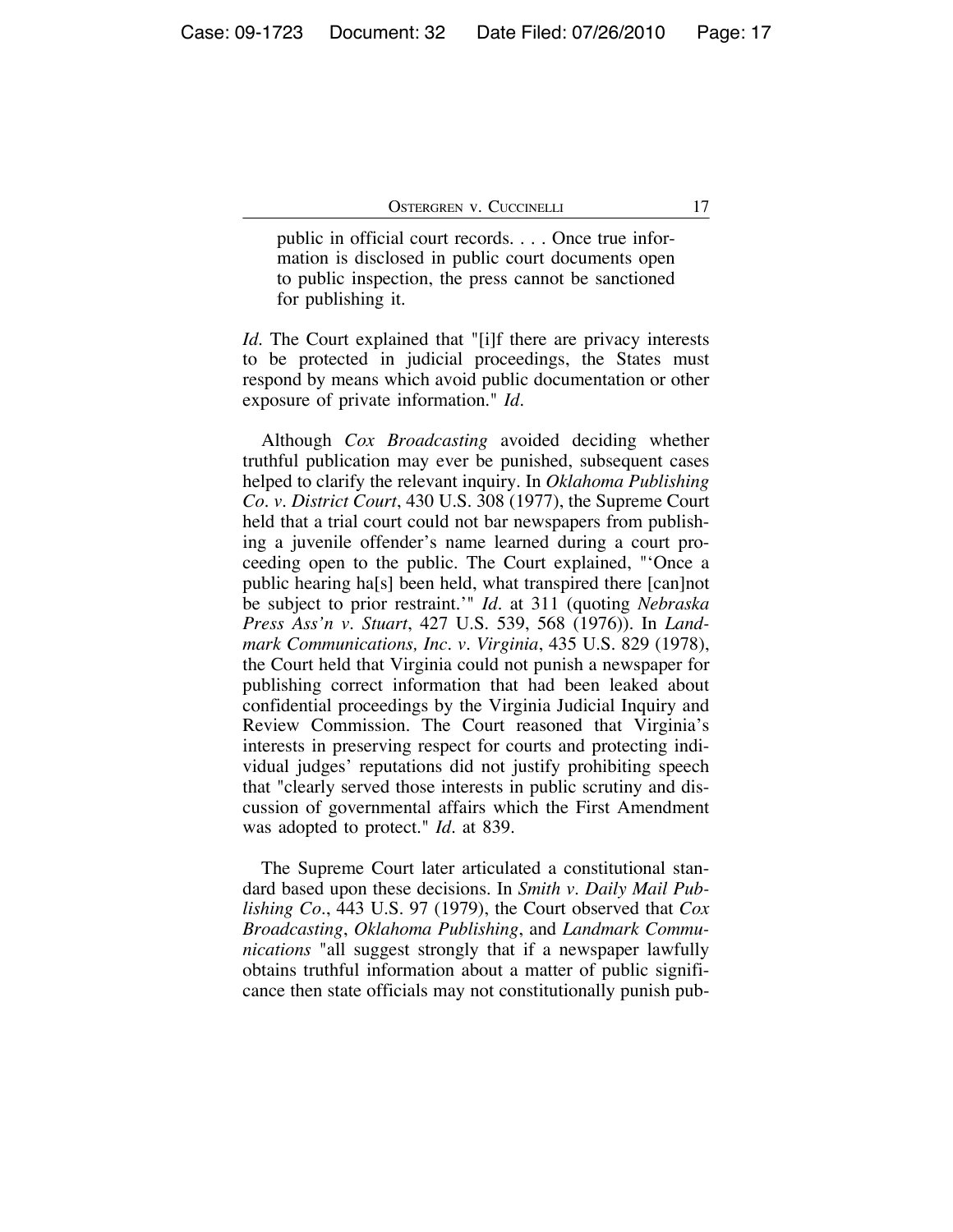> public in official court records. . . . Once true information is disclosed in public court documents open to public inspection, the press cannot be sanctioned for publishing it.

*Id*. The Court explained that "[i]f there are privacy interests to be protected in judicial proceedings, the States must respond by means which avoid public documentation or other exposure of private information." *Id*.

Although *Cox Broadcasting* avoided deciding whether truthful publication may ever be punished, subsequent cases helped to clarify the relevant inquiry. In *Oklahoma Publishing Co. v. District Court*, 430 U.S. 308 (1977), the Supreme Court held that a trial court could not bar newspapers from publishing a juvenile offender's name learned during a court proceeding open to the public. The Court explained, "'Once a public hearing ha[s] been held, what transpired there [can]not be subject to prior restraint.'" *Id*. at 311 (quoting *Nebraska Press Ass'n v. Stuart*, 427 U.S. 539, 568 (1976)). In *Landmark Communications, Inc. v. Virginia*, 435 U.S. 829 (1978), the Court held that Virginia could not punish a newspaper for publishing correct information that had been leaked about confidential proceedings by the Virginia Judicial Inquiry and Review Commission. The Court reasoned that Virginia's interests in preserving respect for courts and protecting individual judges' reputations did not justify prohibiting speech that "clearly served those interests in public scrutiny and discussion of governmental affairs which the First Amendment was adopted to protect." *Id*. at 839.

The Supreme Court later articulated a constitutional standard based upon these decisions. In *Smith v. Daily Mail Publishing Co*., 443 U.S. 97 (1979), the Court observed that *Cox Broadcasting*, *Oklahoma Publishing*, and *Landmark Communications* "all suggest strongly that if a newspaper lawfully obtains truthful information about a matter of public significance then state officials may not constitutionally punish pub-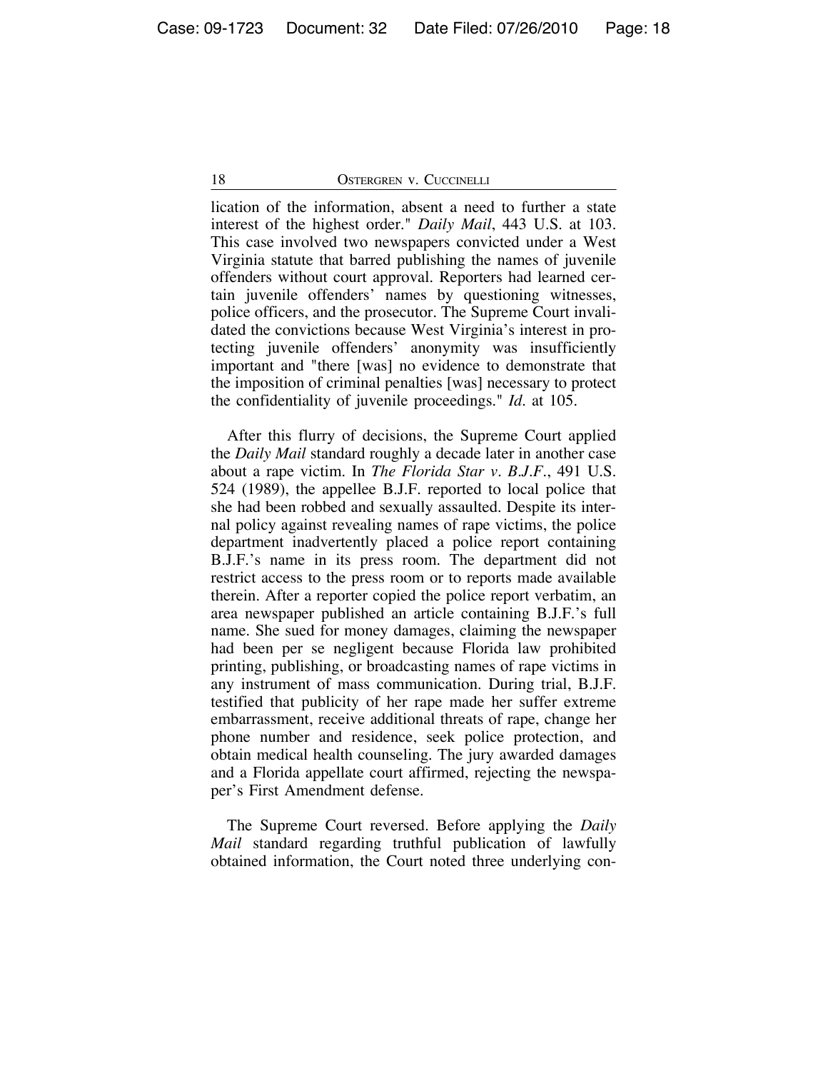lication of the information, absent a need to further a state interest of the highest order." *Daily Mail*, 443 U.S. at 103. This case involved two newspapers convicted under a West Virginia statute that barred publishing the names of juvenile offenders without court approval. Reporters had learned certain juvenile offenders' names by questioning witnesses, police officers, and the prosecutor. The Supreme Court invalidated the convictions because West Virginia's interest in protecting juvenile offenders' anonymity was insufficiently important and "there [was] no evidence to demonstrate that the imposition of criminal penalties [was] necessary to protect the confidentiality of juvenile proceedings." *Id.* at 105.

After this flurry of decisions, the Supreme Court applied the *Daily Mail* standard roughly a decade later in another case about a rape victim. In *The Florida Star v. B.J.F.*, 491 U.S. 524 (1989), the appellee B.J.F. reported to local police that she had been robbed and sexually assaulted. Despite its internal policy against revealing names of rape victims, the police department inadvertently placed a police report containing B.J.F.'s name in its press room. The department did not restrict access to the press room or to reports made available therein. After a reporter copied the police report verbatim, an area newspaper published an article containing B.J.F.'s full name. She sued for money damages, claiming the newspaper had been per se negligent because Florida law prohibited printing, publishing, or broadcasting names of rape victims in any instrument of mass communication. During trial, B.J.F. testified that publicity of her rape made her suffer extreme embarrassment, receive additional threats of rape, change her phone number and residence, seek police protection, and obtain medical health counseling. The jury awarded damages and a Florida appellate court affirmed, rejecting the newspaper's First Amendment defense.

The Supreme Court reversed. Before applying the *Daily Mail* standard regarding truthful publication of lawfully obtained information, the Court noted three underlying con-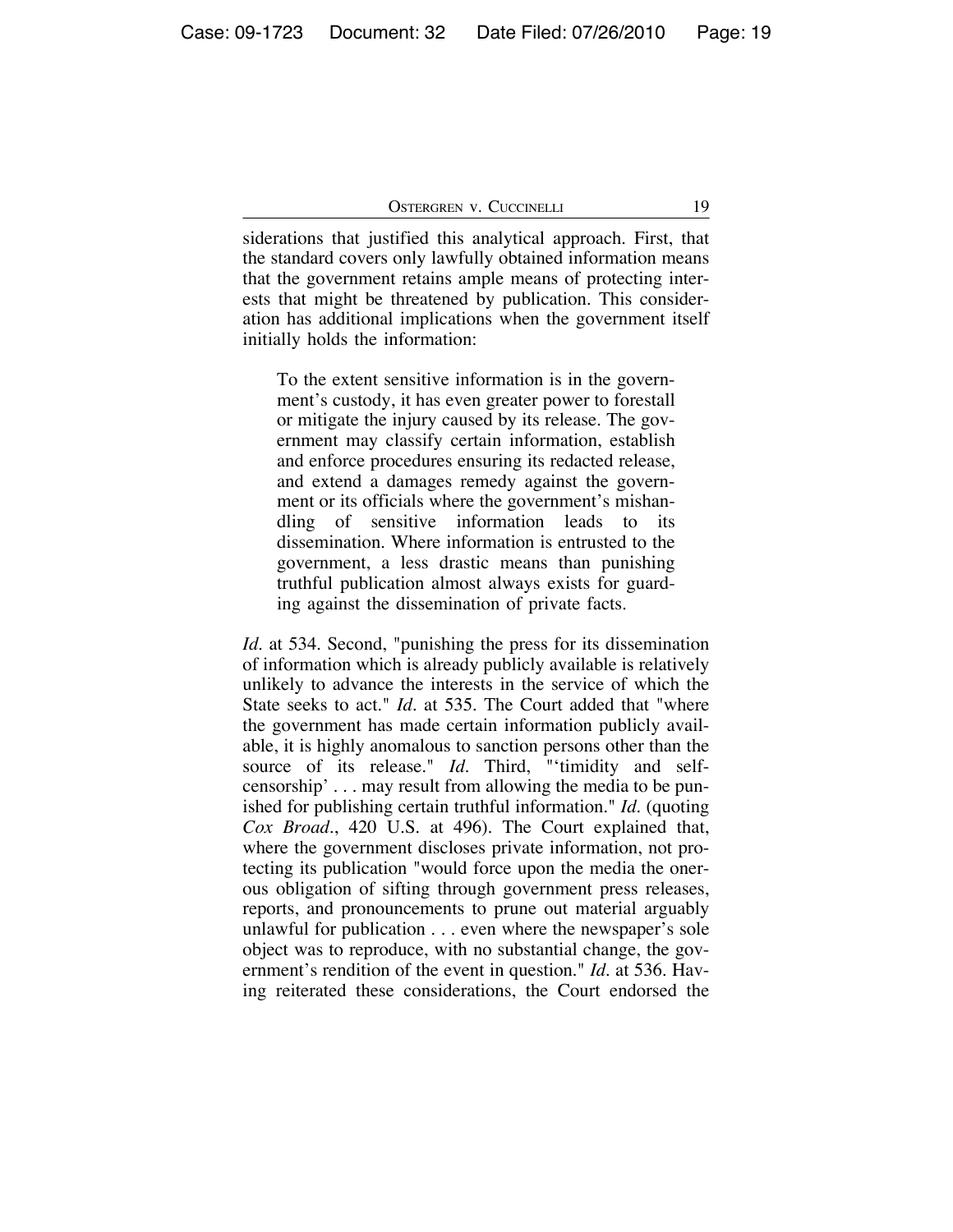siderations that justified this analytical approach. First, that the standard covers only lawfully obtained information means that the government retains ample means of protecting interests that might be threatened by publication. This consideration has additional implications when the government itself initially holds the information:

> To the extent sensitive information is in the government's custody, it has even greater power to forestall or mitigate the injury caused by its release. The government may classify certain information, establish and enforce procedures ensuring its redacted release, and extend a damages remedy against the government or its officials where the government's mishandling of sensitive information leads to its dissemination. Where information is entrusted to the government, a less drastic means than punishing truthful publication almost always exists for guarding against the dissemination of private facts.

*Id.* at 534. Second, "punishing the press for its dissemination of information which is already publicly available is relatively unlikely to advance the interests in the service of which the State seeks to act." *Id.* at 535. The Court added that "where the government has made certain information publicly available, it is highly anomalous to sanction persons other than the source of its release." *Id.* Third, "'timidity and self-censorship' . . . may result from allowing the media to be punished for publishing certain truthful information." *Id.* (quoting *Cox Broad.*, 420 U.S. at 496). The Court explained that, where the government discloses private information, not protecting its publication "would force upon the media the onerous obligation of sifting through government press releases, reports, and pronouncements to prune out material arguably unlawful for publication . . . even where the newspaper's sole object was to reproduce, with no substantial change, the government's rendition of the event in question." *Id.* at 536. Having reiterated these considerations, the Court endorsed the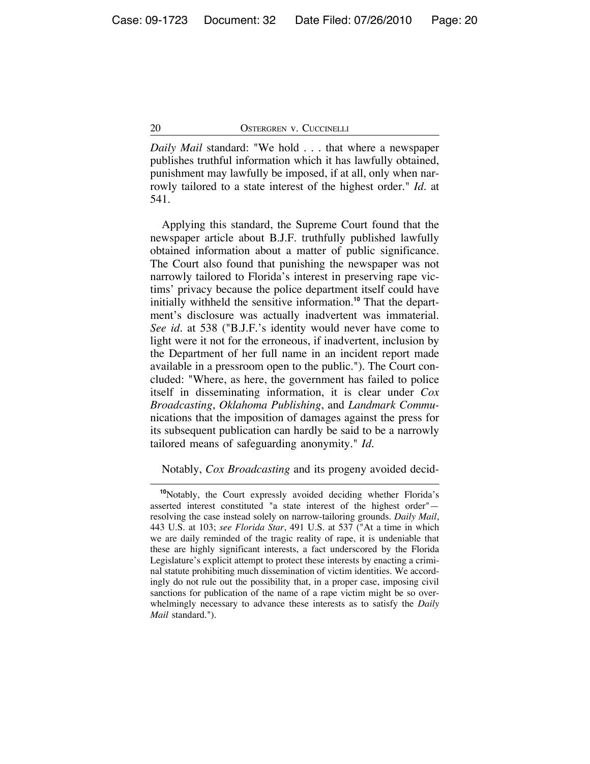*Daily Mail* standard: "We hold . . . that where a newspaper publishes truthful information which it has lawfully obtained, punishment may lawfully be imposed, if at all, only when narrowly tailored to a state interest of the highest order." *Id.* at 541.

Applying this standard, the Supreme Court found that the newspaper article about B.J.F. truthfully published lawfully obtained information about a matter of public significance. The Court also found that punishing the newspaper was not narrowly tailored to Florida's interest in preserving rape victims' privacy because the police department itself could have initially withheld the sensitive information.[10] That the department's disclosure was actually inadvertent was immaterial. *See id.* at 538 ("B.J.F.'s identity would never have come to light were it not for the erroneous, if inadvertent, inclusion by the Department of her full name in an incident report made available in a pressroom open to the public."). The Court concluded: "Where, as here, the government has failed to police itself in disseminating information, it is clear under *Cox Broadcasting*, *Oklahoma Publishing*, and *Landmark Communications* that the imposition of damages against the press for its subsequent publication can hardly be said to be a narrowly tailored means of safeguarding anonymity." *Id.*

Notably, *Cox Broadcasting* and its progeny avoided decid-

---

[10]Notably, the Court expressly avoided deciding whether Florida's asserted interest constituted "a state interest of the highest order"—resolving the case instead solely on narrow-tailoring grounds. *Daily Mail*, 443 U.S. at 103; *see Florida Star*, 491 U.S. at 537 ("At a time in which we are daily reminded of the tragic reality of rape, it is undeniable that these are highly significant interests, a fact underscored by the Florida Legislature's explicit attempt to protect these interests by enacting a criminal statute prohibiting much dissemination of victim identities. We accordingly do not rule out the possibility that, in a proper case, imposing civil sanctions for publication of the name of a rape victim might be so overwhelmingly necessary to advance these interests as to satisfy the *Daily Mail* standard.").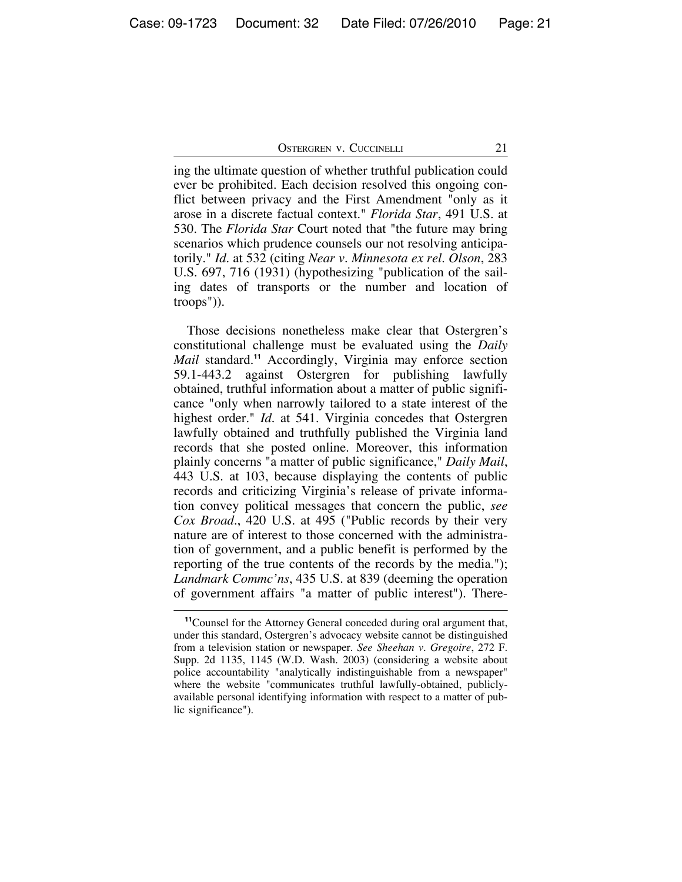ing the ultimate question of whether truthful publication could ever be prohibited. Each decision resolved this ongoing conflict between privacy and the First Amendment "only as it arose in a discrete factual context." *Florida Star*, 491 U.S. at 530. The *Florida Star* Court noted that "the future may bring scenarios which prudence counsels our not resolving anticipatorily." *Id.* at 532 (citing *Near v. Minnesota ex rel. Olson*, 283 U.S. 697, 716 (1931) (hypothesizing "publication of the sailing dates of transports or the number and location of troops")).

Those decisions nonetheless make clear that Ostergren's constitutional challenge must be evaluated using the *Daily Mail* standard.[11] Accordingly, Virginia may enforce section 59.1-443.2 against Ostergren for publishing lawfully obtained, truthful information about a matter of public significance "only when narrowly tailored to a state interest of the highest order." *Id.* at 541. Virginia concedes that Ostergren lawfully obtained and truthfully published the Virginia land records that she posted online. Moreover, this information plainly concerns "a matter of public significance," *Daily Mail*, 443 U.S. at 103, because displaying the contents of public records and criticizing Virginia's release of private information convey political messages that concern the public, *see Cox Broad.*, 420 U.S. at 495 ("Public records by their very nature are of interest to those concerned with the administration of government, and a public benefit is performed by the reporting of the true contents of the records by the media."); *Landmark Commc'ns*, 435 U.S. at 839 (deeming the operation of government affairs "a matter of public interest"). There-

[11]Counsel for the Attorney General conceded during oral argument that, under this standard, Ostergren's advocacy website cannot be distinguished from a television station or newspaper. *See Sheehan v. Gregoire*, 272 F. Supp. 2d 1135, 1145 (W.D. Wash. 2003) (considering a website about police accountability "analytically indistinguishable from a newspaper" where the website "communicates truthful lawfully-obtained, publicly-available personal identifying information with respect to a matter of public significance").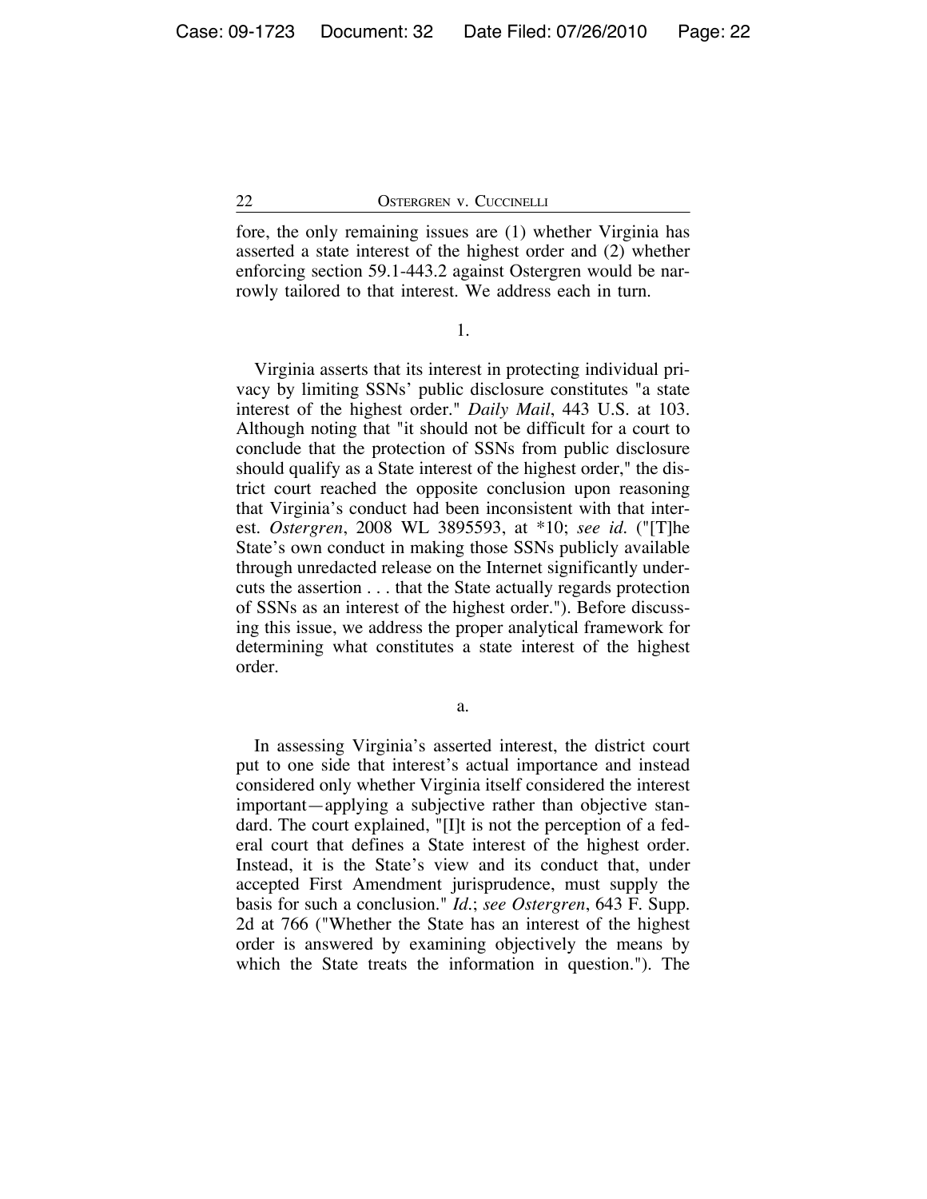fore, the only remaining issues are (1) whether Virginia has asserted a state interest of the highest order and (2) whether enforcing section 59.1-443.2 against Ostergren would be narrowly tailored to that interest. We address each in turn.

1.

Virginia asserts that its interest in protecting individual privacy by limiting SSNs' public disclosure constitutes "a state interest of the highest order." *Daily Mail*, 443 U.S. at 103. Although noting that "it should not be difficult for a court to conclude that the protection of SSNs from public disclosure should qualify as a State interest of the highest order," the district court reached the opposite conclusion upon reasoning that Virginia's conduct had been inconsistent with that interest. *Ostergren*, 2008 WL 3895593, at *10; *see id.* ("[T]he State's own conduct in making those SSNs publicly available through unredacted release on the Internet significantly undercuts the assertion . . . that the State actually regards protection of SSNs as an interest of the highest order."). Before discussing this issue, we address the proper analytical framework for determining what constitutes a state interest of the highest order.

a.

In assessing Virginia's asserted interest, the district court put to one side that interest's actual importance and instead considered only whether Virginia itself considered the interest important—applying a subjective rather than objective standard. The court explained, "[I]t is not the perception of a federal court that defines a State interest of the highest order. Instead, it is the State's view and its conduct that, under accepted First Amendment jurisprudence, must supply the basis for such a conclusion." *Id.*; *see Ostergren*, 643 F. Supp. 2d at 766 ("Whether the State has an interest of the highest order is answered by examining objectively the means by which the State treats the information in question."). The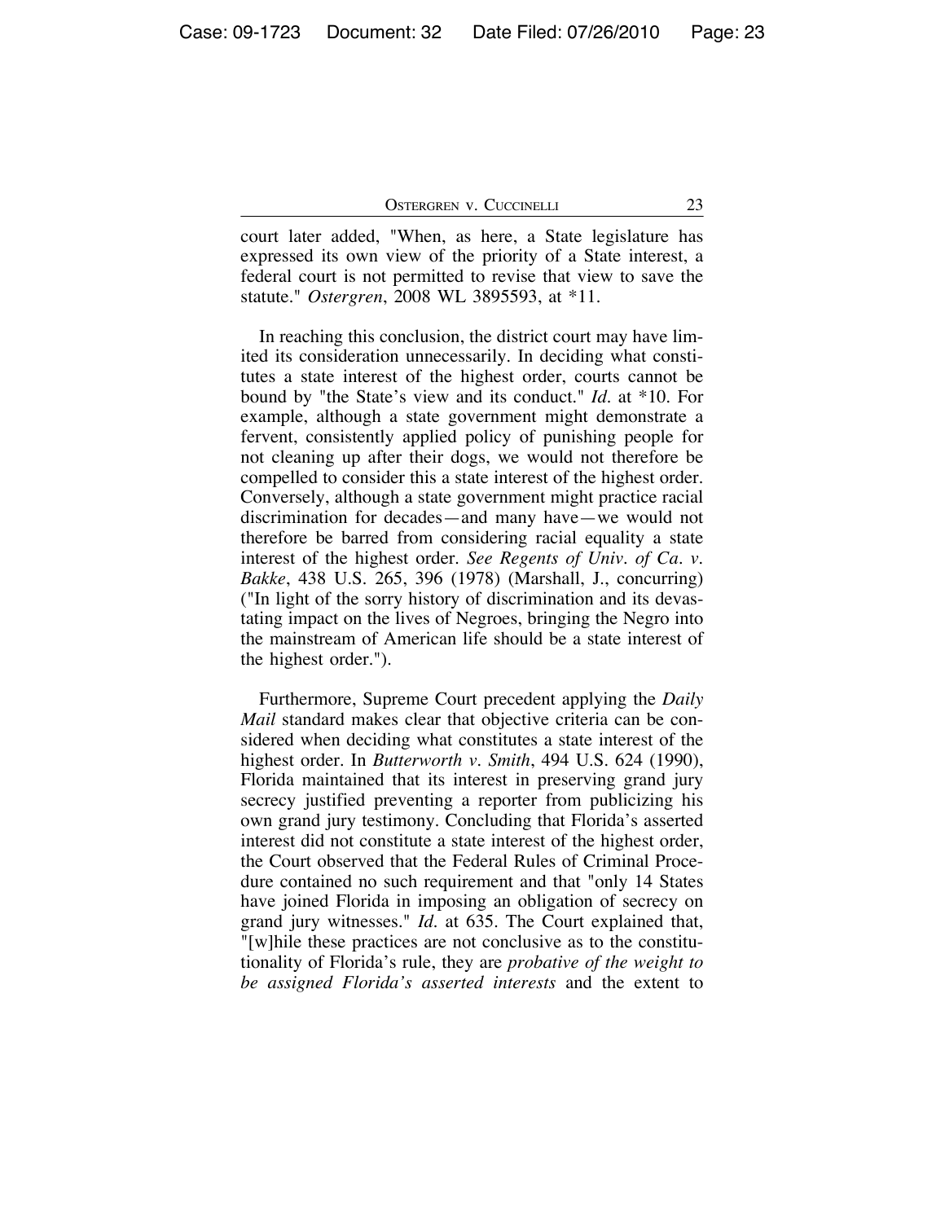court later added, "When, as here, a State legislature has expressed its own view of the priority of a State interest, a federal court is not permitted to revise that view to save the statute." *Ostergren*, 2008 WL 3895593, at *11.

In reaching this conclusion, the district court may have limited its consideration unnecessarily. In deciding what constitutes a state interest of the highest order, courts cannot be bound by "the State's view and its conduct." *Id.* at *10. For example, although a state government might demonstrate a fervent, consistently applied policy of punishing people for not cleaning up after their dogs, we would not therefore be compelled to consider this a state interest of the highest order. Conversely, although a state government might practice racial discrimination for decades—and many have—we would not therefore be barred from considering racial equality a state interest of the highest order. *See Regents of Univ. of Ca. v. Bakke*, 438 U.S. 265, 396 (1978) (Marshall, J., concurring) ("In light of the sorry history of discrimination and its devastating impact on the lives of Negroes, bringing the Negro into the mainstream of American life should be a state interest of the highest order.").

Furthermore, Supreme Court precedent applying the *Daily Mail* standard makes clear that objective criteria can be considered when deciding what constitutes a state interest of the highest order. In *Butterworth v. Smith*, 494 U.S. 624 (1990), Florida maintained that its interest in preserving grand jury secrecy justified preventing a reporter from publicizing his own grand jury testimony. Concluding that Florida's asserted interest did not constitute a state interest of the highest order, the Court observed that the Federal Rules of Criminal Procedure contained no such requirement and that "only 14 States have joined Florida in imposing an obligation of secrecy on grand jury witnesses." *Id.* at 635. The Court explained that, "[w]hile these practices are not conclusive as to the constitutionality of Florida's rule, they are *probative of the weight to be assigned Florida's asserted interests* and the extent to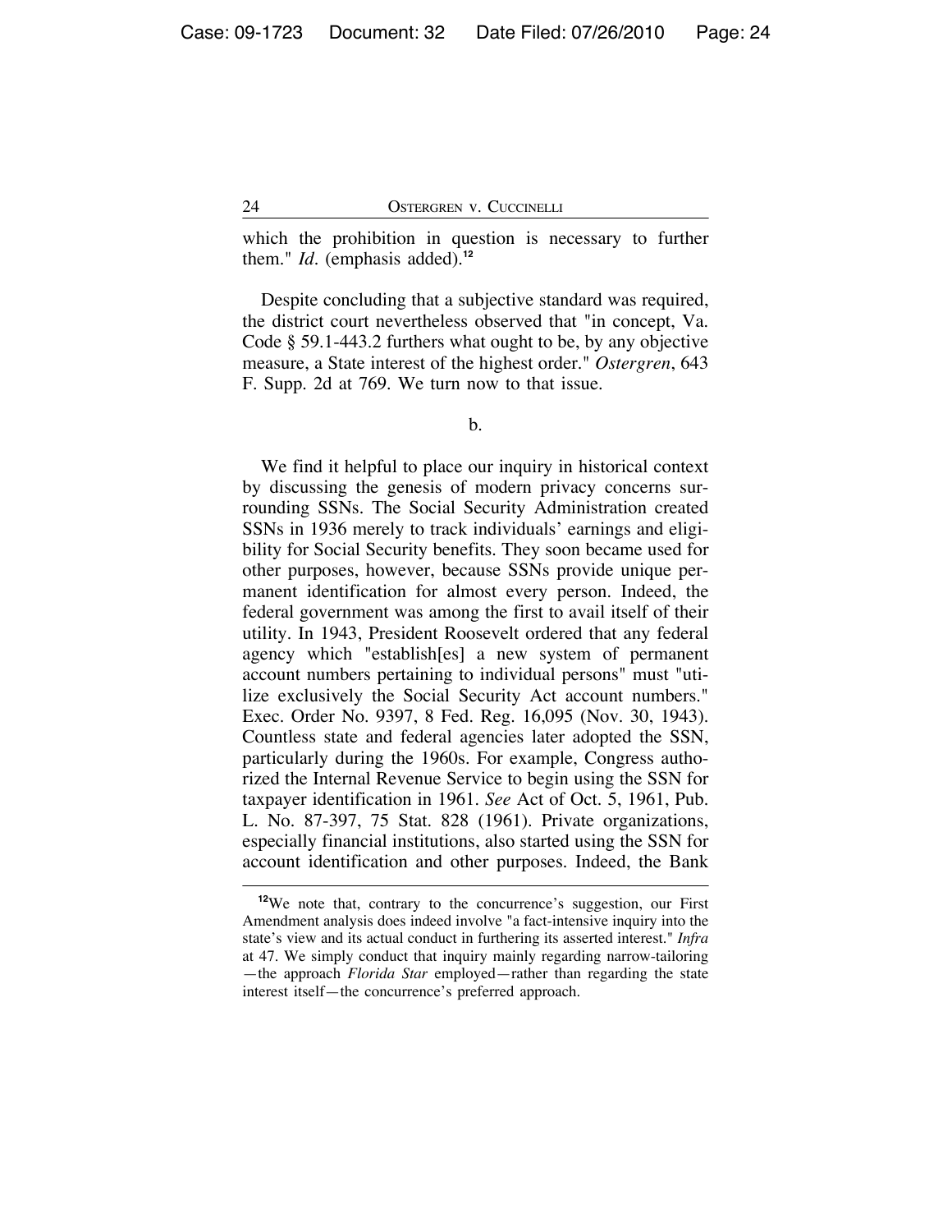which the prohibition in question is necessary to further them." *Id*. (emphasis added).[12]

Despite concluding that a subjective standard was required, the district court nevertheless observed that "in concept, Va. Code § 59.1-443.2 furthers what ought to be, by any objective measure, a State interest of the highest order." *Ostergren*, 643 F. Supp. 2d at 769. We turn now to that issue.

b.

We find it helpful to place our inquiry in historical context by discussing the genesis of modern privacy concerns surrounding SSNs. The Social Security Administration created SSNs in 1936 merely to track individuals' earnings and eligibility for Social Security benefits. They soon became used for other purposes, however, because SSNs provide unique permanent identification for almost every person. Indeed, the federal government was among the first to avail itself of their utility. In 1943, President Roosevelt ordered that any federal agency which "establish[es] a new system of permanent account numbers pertaining to individual persons" must "utilize exclusively the Social Security Act account numbers." Exec. Order No. 9397, 8 Fed. Reg. 16,095 (Nov. 30, 1943). Countless state and federal agencies later adopted the SSN, particularly during the 1960s. For example, Congress authorized the Internal Revenue Service to begin using the SSN for taxpayer identification in 1961. *See* Act of Oct. 5, 1961, Pub. L. No. 87-397, 75 Stat. 828 (1961). Private organizations, especially financial institutions, also started using the SSN for account identification and other purposes. Indeed, the Bank

---

[12]We note that, contrary to the concurrence's suggestion, our First Amendment analysis does indeed involve "a fact-intensive inquiry into the state's view and its actual conduct in furthering its asserted interest." *Infra* at 47. We simply conduct that inquiry mainly regarding narrow-tailoring —the approach *Florida Star* employed—rather than regarding the state interest itself—the concurrence's preferred approach.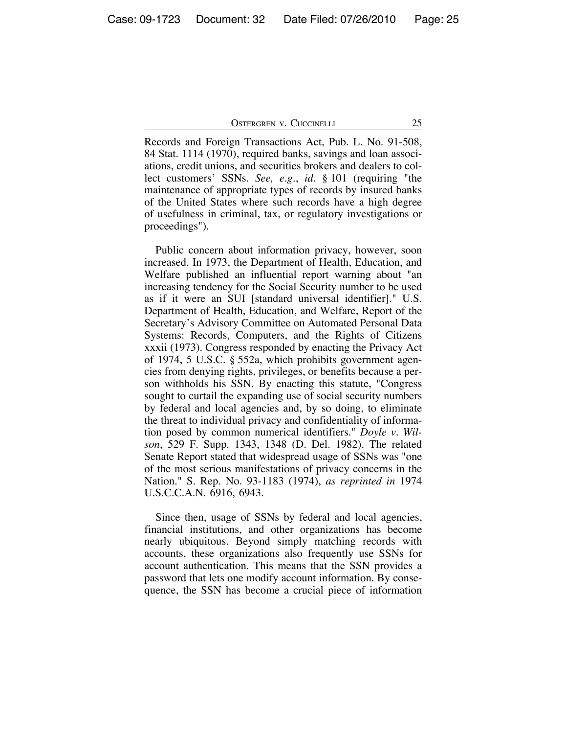Records and Foreign Transactions Act, Pub. L. No. 91-508, 84 Stat. 1114 (1970), required banks, savings and loan associations, credit unions, and securities brokers and dealers to collect customers' SSNs. *See, e.g.*, *id.* § 101 (requiring "the maintenance of appropriate types of records by insured banks of the United States where such records have a high degree of usefulness in criminal, tax, or regulatory investigations or proceedings").

Public concern about information privacy, however, soon increased. In 1973, the Department of Health, Education, and Welfare published an influential report warning about "an increasing tendency for the Social Security number to be used as if it were an SUI [standard universal identifier]." U.S. Department of Health, Education, and Welfare, Report of the Secretary's Advisory Committee on Automated Personal Data Systems: Records, Computers, and the Rights of Citizens xxxii (1973). Congress responded by enacting the Privacy Act of 1974, 5 U.S.C. § 552a, which prohibits government agencies from denying rights, privileges, or benefits because a person withholds his SSN. By enacting this statute, "Congress sought to curtail the expanding use of social security numbers by federal and local agencies and, by so doing, to eliminate the threat to individual privacy and confidentiality of information posed by common numerical identifiers." *Doyle v. Wilson*, 529 F. Supp. 1343, 1348 (D. Del. 1982). The related Senate Report stated that widespread usage of SSNs was "one of the most serious manifestations of privacy concerns in the Nation." S. Rep. No. 93-1183 (1974), *as reprinted in* 1974 U.S.C.C.A.N. 6916, 6943.

Since then, usage of SSNs by federal and local agencies, financial institutions, and other organizations has become nearly ubiquitous. Beyond simply matching records with accounts, these organizations also frequently use SSNs for account authentication. This means that the SSN provides a password that lets one modify account information. By consequence, the SSN has become a crucial piece of information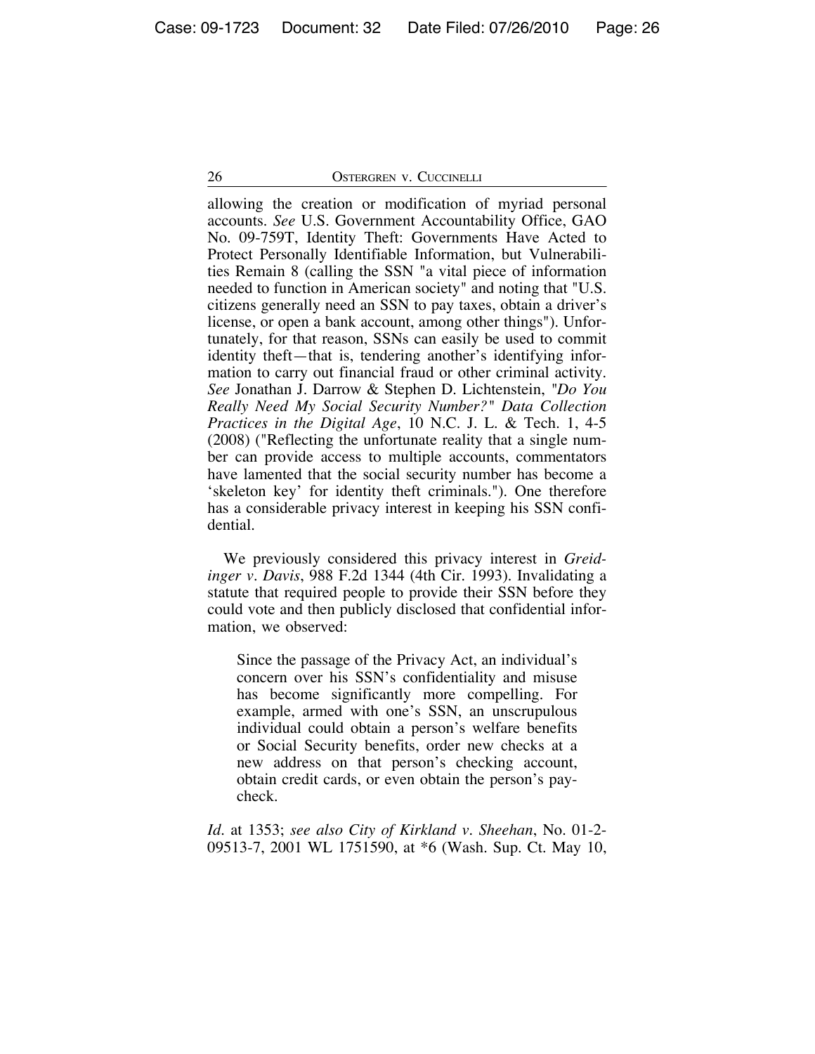allowing the creation or modification of myriad personal accounts. *See* U.S. Government Accountability Office, GAO No. 09-759T, Identity Theft: Governments Have Acted to Protect Personally Identifiable Information, but Vulnerabilities Remain 8 (calling the SSN "a vital piece of information needed to function in American society" and noting that "U.S. citizens generally need an SSN to pay taxes, obtain a driver's license, or open a bank account, among other things"). Unfortunately, for that reason, SSNs can easily be used to commit identity theft—that is, tendering another's identifying information to carry out financial fraud or other criminal activity. *See* Jonathan J. Darrow & Stephen D. Lichtenstein, *"Do You Really Need My Social Security Number?" Data Collection Practices in the Digital Age*, 10 N.C. J. L. & Tech. 1, 4-5 (2008) ("Reflecting the unfortunate reality that a single number can provide access to multiple accounts, commentators have lamented that the social security number has become a 'skeleton key' for identity theft criminals."). One therefore has a considerable privacy interest in keeping his SSN confidential.

We previously considered this privacy interest in *Greidinger v. Davis*, 988 F.2d 1344 (4th Cir. 1993). Invalidating a statute that required people to provide their SSN before they could vote and then publicly disclosed that confidential information, we observed:

> Since the passage of the Privacy Act, an individual's concern over his SSN's confidentiality and misuse has become significantly more compelling. For example, armed with one's SSN, an unscrupulous individual could obtain a person's welfare benefits or Social Security benefits, order new checks at a new address on that person's checking account, obtain credit cards, or even obtain the person's paycheck.

*Id.* at 1353; *see also City of Kirkland v. Sheehan*, No. 01-2-09513-7, 2001 WL 1751590, at *6 (Wash. Sup. Ct. May 10,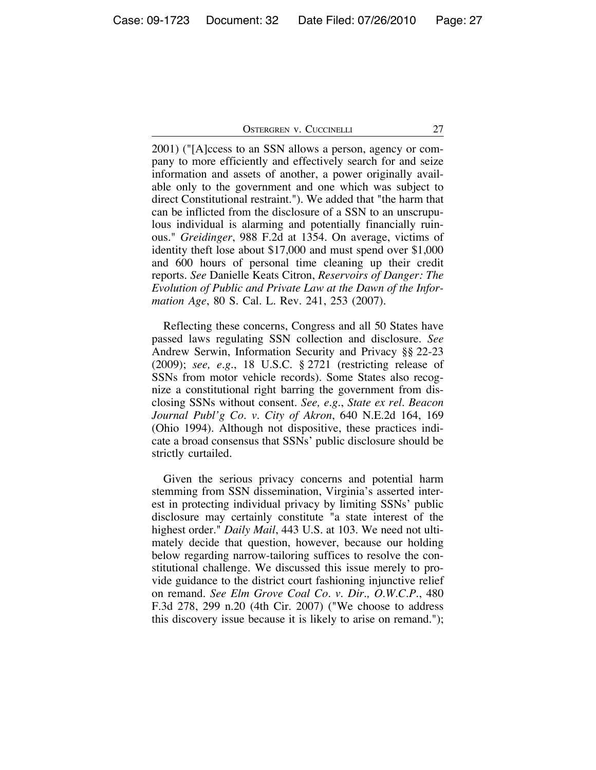2001) ("[A]ccess to an SSN allows a person, agency or company to more efficiently and effectively search for and seize information and assets of another, a power originally available only to the government and one which was subject to direct Constitutional restraint."). We added that "the harm that can be inflicted from the disclosure of a SSN to an unscrupulous individual is alarming and potentially financially ruinous." *Greidinger*, 988 F.2d at 1354. On average, victims of identity theft lose about $17,000 and must spend over $1,000 and 600 hours of personal time cleaning up their credit reports. *See* Danielle Keats Citron, *Reservoirs of Danger: The Evolution of Public and Private Law at the Dawn of the Information Age*, 80 S. Cal. L. Rev. 241, 253 (2007).

Reflecting these concerns, Congress and all 50 States have passed laws regulating SSN collection and disclosure. *See* Andrew Serwin, Information Security and Privacy §§ 22-23 (2009); *see, e.g.*, 18 U.S.C. § 2721 (restricting release of SSNs from motor vehicle records). Some States also recognize a constitutional right barring the government from disclosing SSNs without consent. *See, e.g.*, *State ex rel. Beacon Journal Publ'g Co. v. City of Akron*, 640 N.E.2d 164, 169 (Ohio 1994). Although not dispositive, these practices indicate a broad consensus that SSNs' public disclosure should be strictly curtailed.

Given the serious privacy concerns and potential harm stemming from SSN dissemination, Virginia's asserted interest in protecting individual privacy by limiting SSNs' public disclosure may certainly constitute "a state interest of the highest order." *Daily Mail*, 443 U.S. at 103. We need not ultimately decide that question, however, because our holding below regarding narrow-tailoring suffices to resolve the constitutional challenge. We discussed this issue merely to provide guidance to the district court fashioning injunctive relief on remand. *See Elm Grove Coal Co. v. Dir., O.W.C.P.*, 480 F.3d 278, 299 n.20 (4th Cir. 2007) ("We choose to address this discovery issue because it is likely to arise on remand.");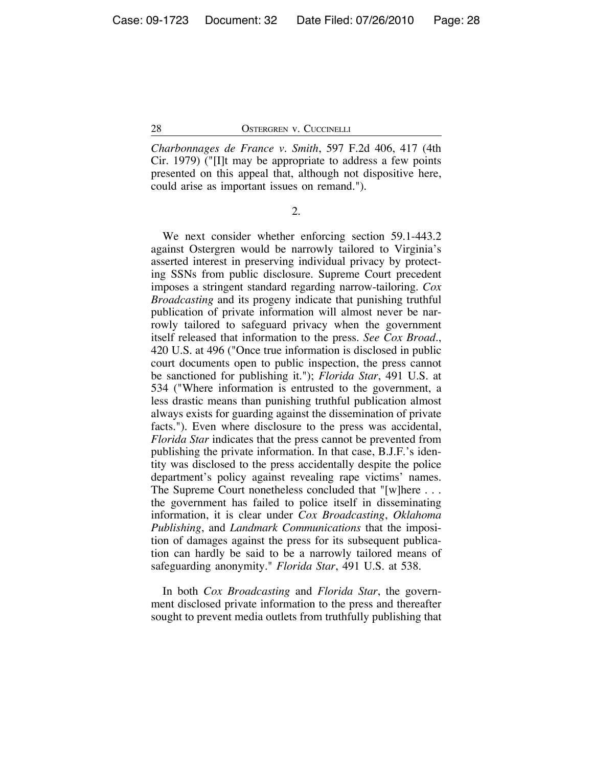*Charbonnages de France v. Smith*, 597 F.2d 406, 417 (4th Cir. 1979) ("[I]t may be appropriate to address a few points presented on this appeal that, although not dispositive here, could arise as important issues on remand.").

2.

We next consider whether enforcing section 59.1-443.2 against Ostergren would be narrowly tailored to Virginia's asserted interest in preserving individual privacy by protecting SSNs from public disclosure. Supreme Court precedent imposes a stringent standard regarding narrow-tailoring. *Cox Broadcasting* and its progeny indicate that punishing truthful publication of private information will almost never be narrowly tailored to safeguard privacy when the government itself released that information to the press. *See Cox Broad.*, 420 U.S. at 496 ("Once true information is disclosed in public court documents open to public inspection, the press cannot be sanctioned for publishing it."); *Florida Star*, 491 U.S. at 534 ("Where information is entrusted to the government, a less drastic means than punishing truthful publication almost always exists for guarding against the dissemination of private facts."). Even where disclosure to the press was accidental, *Florida Star* indicates that the press cannot be prevented from publishing the private information. In that case, B.J.F.'s identity was disclosed to the press accidentally despite the police department's policy against revealing rape victims' names. The Supreme Court nonetheless concluded that "[w]here . . . the government has failed to police itself in disseminating information, it is clear under *Cox Broadcasting*, *Oklahoma Publishing*, and *Landmark Communications* that the imposition of damages against the press for its subsequent publication can hardly be said to be a narrowly tailored means of safeguarding anonymity." *Florida Star*, 491 U.S. at 538.

In both *Cox Broadcasting* and *Florida Star*, the government disclosed private information to the press and thereafter sought to prevent media outlets from truthfully publishing that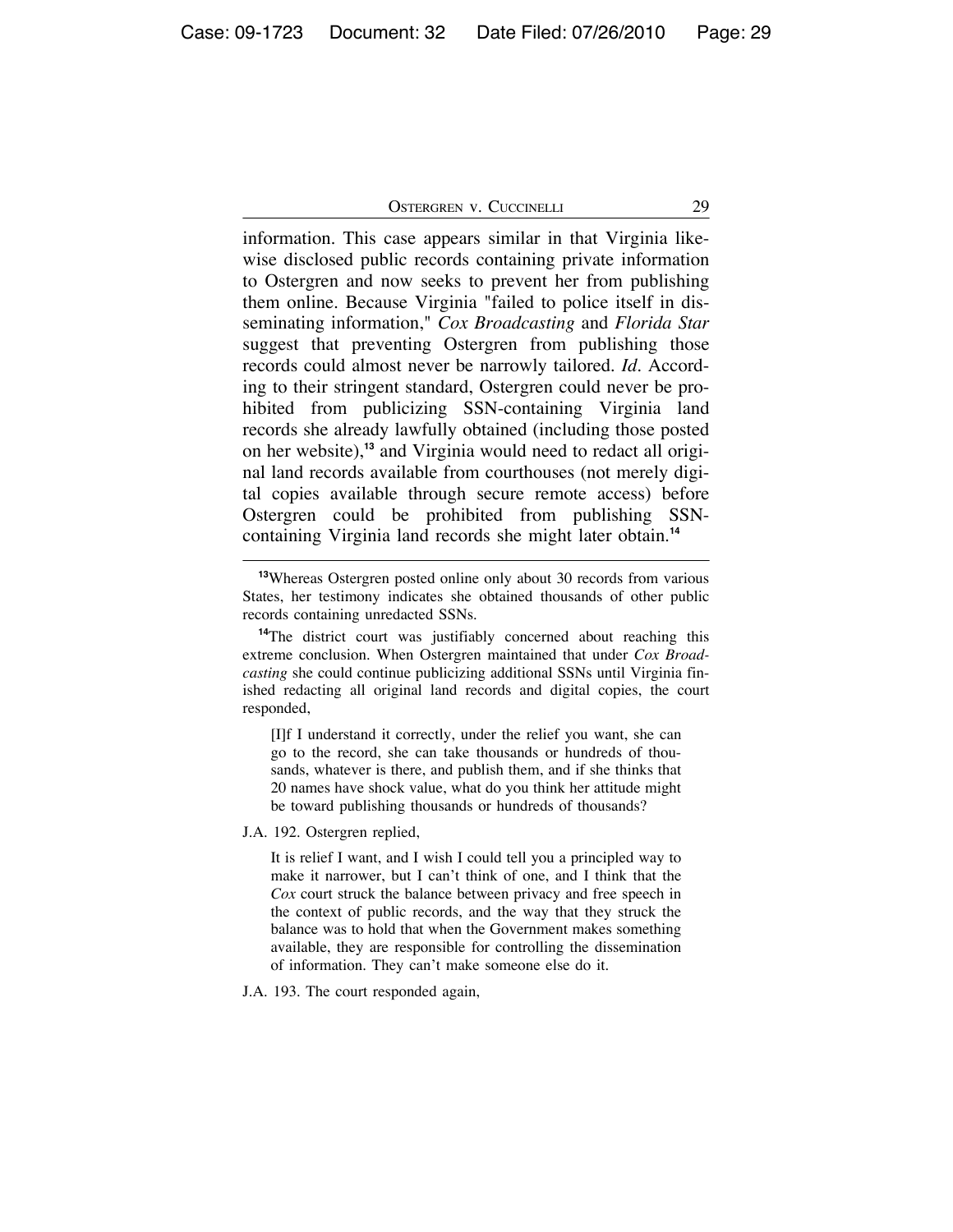information. This case appears similar in that Virginia likewise disclosed public records containing private information to Ostergren and now seeks to prevent her from publishing them online. Because Virginia "failed to police itself in disseminating information," *Cox Broadcasting* and *Florida Star* suggest that preventing Ostergren from publishing those records could almost never be narrowly tailored. *Id*. According to their stringent standard, Ostergren could never be prohibited from publicizing SSN-containing Virginia land records she already lawfully obtained (including those posted on her website),[13] and Virginia would need to redact all original land records available from courthouses (not merely digital copies available through secure remote access) before Ostergren could be prohibited from publishing SSN-containing Virginia land records she might later obtain.[14]

---

[13]Whereas Ostergren posted online only about 30 records from various States, her testimony indicates she obtained thousands of other public records containing unredacted SSNs.

[14]The district court was justifiably concerned about reaching this extreme conclusion. When Ostergren maintained that under *Cox Broadcasting* she could continue publicizing additional SSNs until Virginia finished redacting all original land records and digital copies, the court responded,

> [I]f I understand it correctly, under the relief you want, she can go to the record, she can take thousands or hundreds of thousands, whatever is there, and publish them, and if she thinks that 20 names have shock value, what do you think her attitude might be toward publishing thousands or hundreds of thousands?

J.A. 192. Ostergren replied,

> It is relief I want, and I wish I could tell you a principled way to make it narrower, but I can't think of one, and I think that the *Cox* court struck the balance between privacy and free speech in the context of public records, and the way that they struck the balance was to hold that when the Government makes something available, they are responsible for controlling the dissemination of information. They can't make someone else do it.

J.A. 193. The court responded again,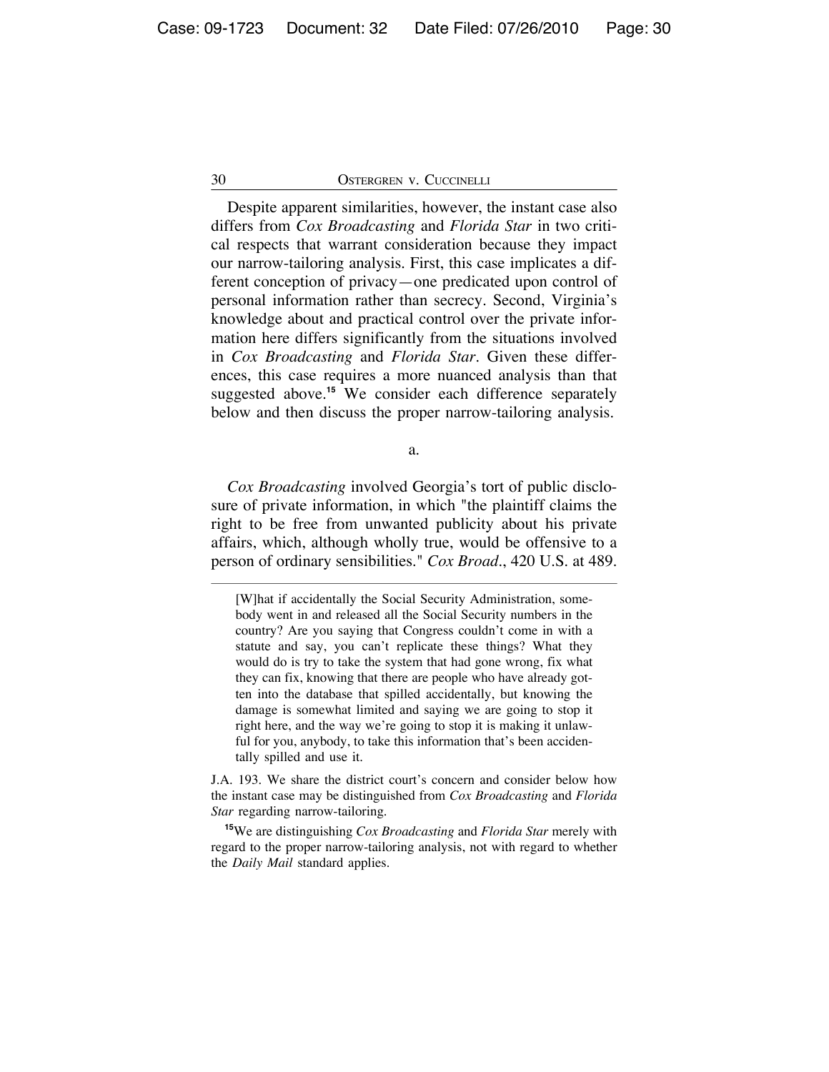Despite apparent similarities, however, the instant case also differs from *Cox Broadcasting* and *Florida Star* in two critical respects that warrant consideration because they impact our narrow-tailoring analysis. First, this case implicates a different conception of privacy—one predicated upon control of personal information rather than secrecy. Second, Virginia's knowledge about and practical control over the private information here differs significantly from the situations involved in *Cox Broadcasting* and *Florida Star*. Given these differences, this case requires a more nuanced analysis than that suggested above.[15] We consider each difference separately below and then discuss the proper narrow-tailoring analysis.

a.

*Cox Broadcasting* involved Georgia's tort of public disclosure of private information, in which "the plaintiff claims the right to be free from unwanted publicity about his private affairs, which, although wholly true, would be offensive to a person of ordinary sensibilities." *Cox Broad*., 420 U.S. at 489.

---

> [W]hat if accidentally the Social Security Administration, somebody went in and released all the Social Security numbers in the country? Are you saying that Congress couldn't come in with a statute and say, you can't replicate these things? What they would do is try to take the system that had gone wrong, fix what they can fix, knowing that there are people who have already gotten into the database that spilled accidentally, but knowing the damage is somewhat limited and saying we are going to stop it right here, and the way we're going to stop it is making it unlawful for you, anybody, to take this information that's been accidentally spilled and use it.

J.A. 193. We share the district court's concern and consider below how the instant case may be distinguished from *Cox Broadcasting* and *Florida Star* regarding narrow-tailoring.

[15] We are distinguishing *Cox Broadcasting* and *Florida Star* merely with regard to the proper narrow-tailoring analysis, not with regard to whether the *Daily Mail* standard applies.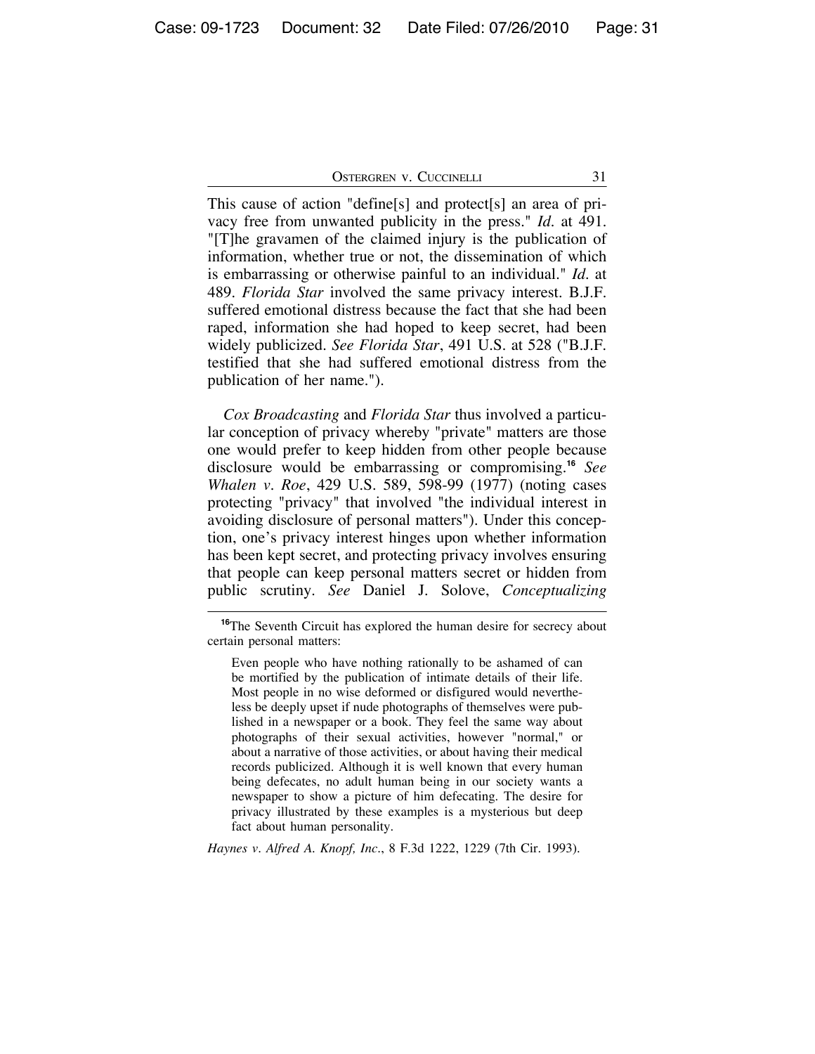This cause of action "define[s] and protect[s] an area of privacy free from unwanted publicity in the press." *Id.* at 491. "[T]he gravamen of the claimed injury is the publication of information, whether true or not, the dissemination of which is embarrassing or otherwise painful to an individual." *Id.* at 489. *Florida Star* involved the same privacy interest. B.J.F. suffered emotional distress because the fact that she had been raped, information she had hoped to keep secret, had been widely publicized. *See Florida Star*, 491 U.S. at 528 ("B.J.F. testified that she had suffered emotional distress from the publication of her name.").

*Cox Broadcasting* and *Florida Star* thus involved a particular conception of privacy whereby "private" matters are those one would prefer to keep hidden from other people because disclosure would be embarrassing or compromising.[16] *See Whalen v. Roe*, 429 U.S. 589, 598-99 (1977) (noting cases protecting "privacy" that involved "the individual interest in avoiding disclosure of personal matters"). Under this conception, one's privacy interest hinges upon whether information has been kept secret, and protecting privacy involves ensuring that people can keep personal matters secret or hidden from public scrutiny. *See* Daniel J. Solove, *Conceptualizing*

---

[16]The Seventh Circuit has explored the human desire for secrecy about certain personal matters:

> Even people who have nothing rationally to be ashamed of can be mortified by the publication of intimate details of their life. Most people in no wise deformed or disfigured would nevertheless be deeply upset if nude photographs of themselves were published in a newspaper or a book. They feel the same way about photographs of their sexual activities, however "normal," or about a narrative of those activities, or about having their medical records publicized. Although it is well known that every human being defecates, no adult human being in our society wants a newspaper to show a picture of him defecating. The desire for privacy illustrated by these examples is a mysterious but deep fact about human personality.

*Haynes v. Alfred A. Knopf, Inc.*, 8 F.3d 1222, 1229 (7th Cir. 1993).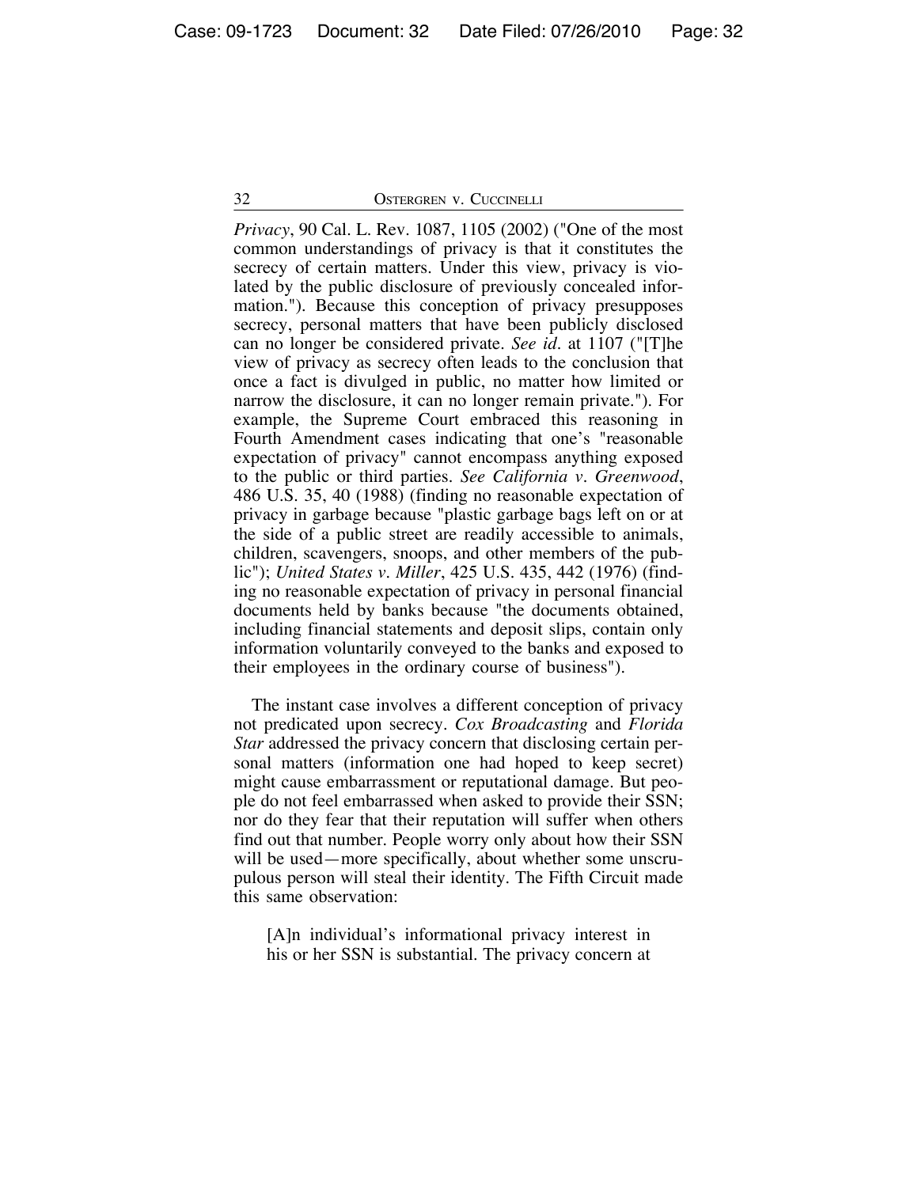*Privacy*, 90 Cal. L. Rev. 1087, 1105 (2002) ("One of the most common understandings of privacy is that it constitutes the secrecy of certain matters. Under this view, privacy is violated by the public disclosure of previously concealed information."). Because this conception of privacy presupposes secrecy, personal matters that have been publicly disclosed can no longer be considered private. *See id*. at 1107 ("[T]he view of privacy as secrecy often leads to the conclusion that once a fact is divulged in public, no matter how limited or narrow the disclosure, it can no longer remain private."). For example, the Supreme Court embraced this reasoning in Fourth Amendment cases indicating that one's "reasonable expectation of privacy" cannot encompass anything exposed to the public or third parties. *See California v. Greenwood*, 486 U.S. 35, 40 (1988) (finding no reasonable expectation of privacy in garbage because "plastic garbage bags left on or at the side of a public street are readily accessible to animals, children, scavengers, snoops, and other members of the public"); *United States v. Miller*, 425 U.S. 435, 442 (1976) (finding no reasonable expectation of privacy in personal financial documents held by banks because "the documents obtained, including financial statements and deposit slips, contain only information voluntarily conveyed to the banks and exposed to their employees in the ordinary course of business").

The instant case involves a different conception of privacy not predicated upon secrecy. *Cox Broadcasting* and *Florida Star* addressed the privacy concern that disclosing certain personal matters (information one had hoped to keep secret) might cause embarrassment or reputational damage. But people do not feel embarrassed when asked to provide their SSN; nor do they fear that their reputation will suffer when others find out that number. People worry only about how their SSN will be used—more specifically, about whether some unscrupulous person will steal their identity. The Fifth Circuit made this same observation:

> [A]n individual's informational privacy interest in his or her SSN is substantial. The privacy concern at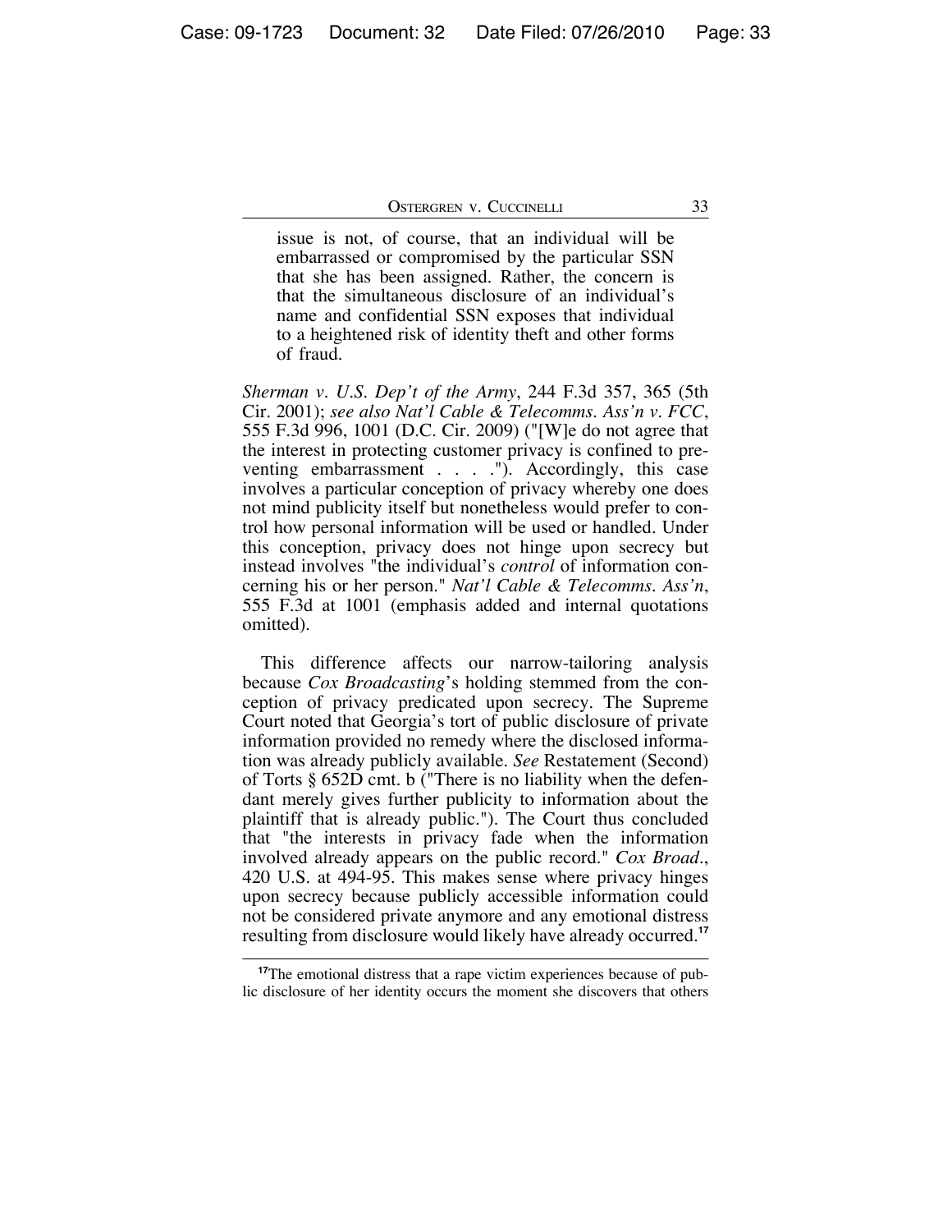> issue is not, of course, that an individual will be embarrassed or compromised by the particular SSN that she has been assigned. Rather, the concern is that the simultaneous disclosure of an individual's name and confidential SSN exposes that individual to a heightened risk of identity theft and other forms of fraud.

*Sherman v. U.S. Dep't of the Army*, 244 F.3d 357, 365 (5th Cir. 2001); *see also Nat'l Cable & Telecomms. Ass'n v. FCC*, 555 F.3d 996, 1001 (D.C. Cir. 2009) ("[W]e do not agree that the interest in protecting customer privacy is confined to preventing embarrassment . . . ."). Accordingly, this case involves a particular conception of privacy whereby one does not mind publicity itself but nonetheless would prefer to control how personal information will be used or handled. Under this conception, privacy does not hinge upon secrecy but instead involves "the individual's *control* of information concerning his or her person." *Nat'l Cable & Telecomms. Ass'n*, 555 F.3d at 1001 (emphasis added and internal quotations omitted).

This difference affects our narrow-tailoring analysis because *Cox Broadcasting*'s holding stemmed from the conception of privacy predicated upon secrecy. The Supreme Court noted that Georgia's tort of public disclosure of private information provided no remedy where the disclosed information was already publicly available. *See* Restatement (Second) of Torts § 652D cmt. b ("There is no liability when the defendant merely gives further publicity to information about the plaintiff that is already public."). The Court thus concluded that "the interests in privacy fade when the information involved already appears on the public record." *Cox Broad.*, 420 U.S. at 494-95. This makes sense where privacy hinges upon secrecy because publicly accessible information could not be considered private anymore and any emotional distress resulting from disclosure would likely have already occurred.[17]

---

[17]The emotional distress that a rape victim experiences because of public disclosure of her identity occurs the moment she discovers that others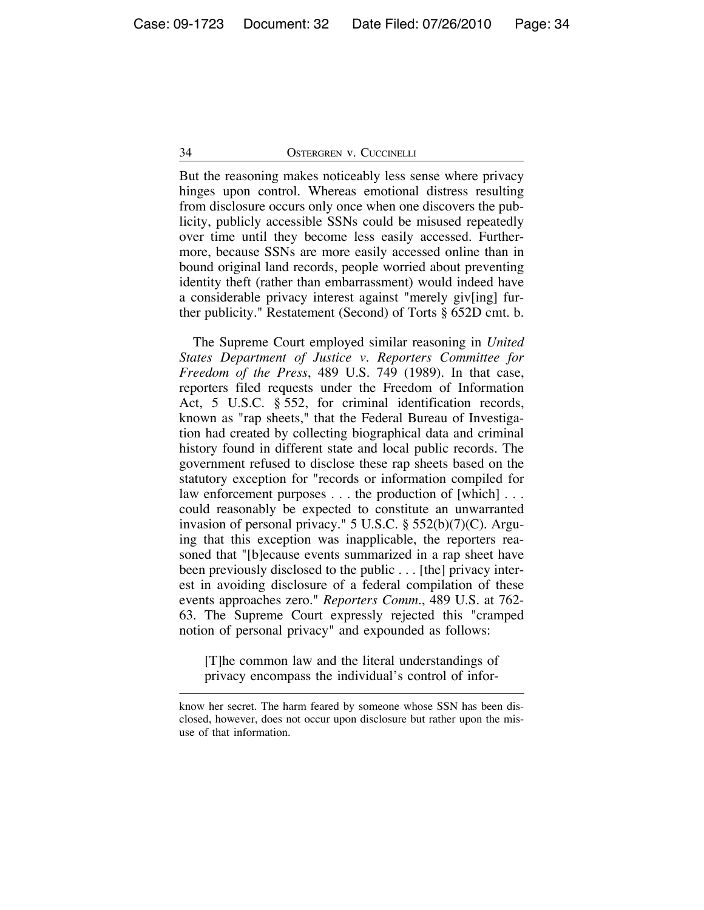But the reasoning makes noticeably less sense where privacy hinges upon control. Whereas emotional distress resulting from disclosure occurs only once when one discovers the publicity, publicly accessible SSNs could be misused repeatedly over time until they become less easily accessed. Furthermore, because SSNs are more easily accessed online than in bound original land records, people worried about preventing identity theft (rather than embarrassment) would indeed have a considerable privacy interest against "merely giv[ing] further publicity." Restatement (Second) of Torts § 652D cmt. b.

The Supreme Court employed similar reasoning in *United States Department of Justice v. Reporters Committee for Freedom of the Press*, 489 U.S. 749 (1989). In that case, reporters filed requests under the Freedom of Information Act, 5 U.S.C. § 552, for criminal identification records, known as "rap sheets," that the Federal Bureau of Investigation had created by collecting biographical data and criminal history found in different state and local public records. The government refused to disclose these rap sheets based on the statutory exception for "records or information compiled for law enforcement purposes . . . the production of [which] . . . could reasonably be expected to constitute an unwarranted invasion of personal privacy." 5 U.S.C. § 552(b)(7)(C). Arguing that this exception was inapplicable, the reporters reasoned that "[b]ecause events summarized in a rap sheet have been previously disclosed to the public . . . [the] privacy interest in avoiding disclosure of a federal compilation of these events approaches zero." *Reporters Comm.*, 489 U.S. at 762-63. The Supreme Court expressly rejected this "cramped notion of personal privacy" and expounded as follows:

> [T]he common law and the literal understandings of privacy encompass the individual's control of infor-

know her secret. The harm feared by someone whose SSN has been disclosed, however, does not occur upon disclosure but rather upon the misuse of that information.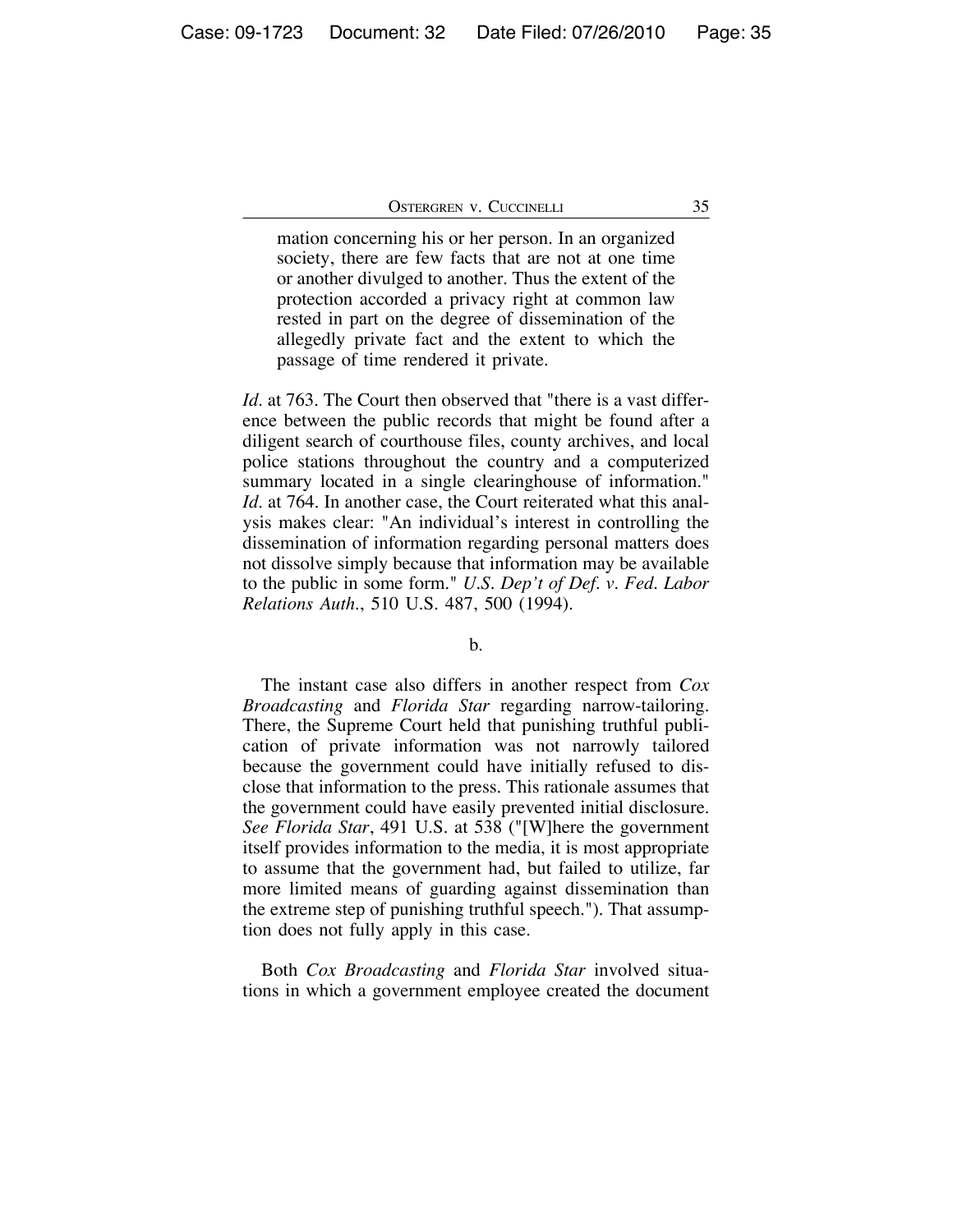> mation concerning his or her person. In an organized society, there are few facts that are not at one time or another divulged to another. Thus the extent of the protection accorded a privacy right at common law rested in part on the degree of dissemination of the allegedly private fact and the extent to which the passage of time rendered it private.

*Id*. at 763. The Court then observed that "there is a vast difference between the public records that might be found after a diligent search of courthouse files, county archives, and local police stations throughout the country and a computerized summary located in a single clearinghouse of information." *Id*. at 764. In another case, the Court reiterated what this analysis makes clear: "An individual's interest in controlling the dissemination of information regarding personal matters does not dissolve simply because that information may be available to the public in some form." *U.S. Dep't of Def. v. Fed. Labor Relations Auth.*, 510 U.S. 487, 500 (1994).

b.

The instant case also differs in another respect from *Cox Broadcasting* and *Florida Star* regarding narrow-tailoring. There, the Supreme Court held that punishing truthful publication of private information was not narrowly tailored because the government could have initially refused to disclose that information to the press. This rationale assumes that the government could have easily prevented initial disclosure. *See Florida Star*, 491 U.S. at 538 ("[W]here the government itself provides information to the media, it is most appropriate to assume that the government had, but failed to utilize, far more limited means of guarding against dissemination than the extreme step of punishing truthful speech."). That assumption does not fully apply in this case.

Both *Cox Broadcasting* and *Florida Star* involved situations in which a government employee created the document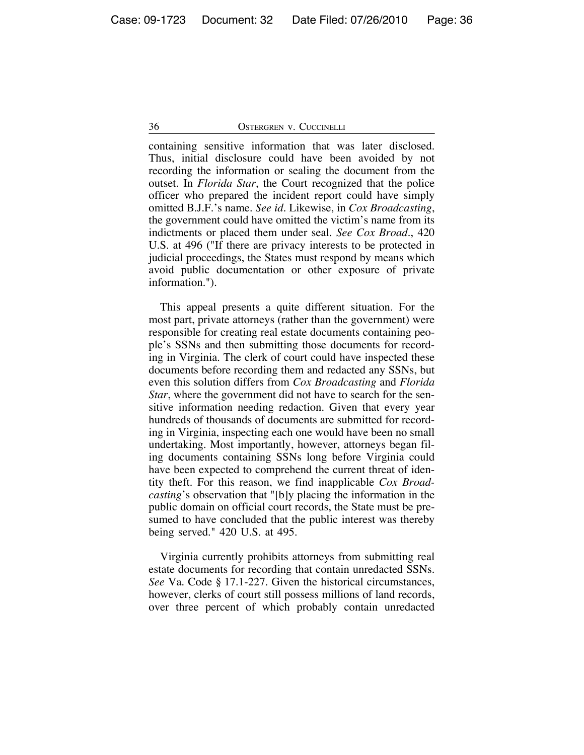containing sensitive information that was later disclosed. Thus, initial disclosure could have been avoided by not recording the information or sealing the document from the outset. In *Florida Star*, the Court recognized that the police officer who prepared the incident report could have simply omitted B.J.F.'s name. *See id*. Likewise, in *Cox Broadcasting*, the government could have omitted the victim's name from its indictments or placed them under seal. *See Cox Broad*., 420 U.S. at 496 ("If there are privacy interests to be protected in judicial proceedings, the States must respond by means which avoid public documentation or other exposure of private information.").

This appeal presents a quite different situation. For the most part, private attorneys (rather than the government) were responsible for creating real estate documents containing people's SSNs and then submitting those documents for recording in Virginia. The clerk of court could have inspected these documents before recording them and redacted any SSNs, but even this solution differs from *Cox Broadcasting* and *Florida Star*, where the government did not have to search for the sensitive information needing redaction. Given that every year hundreds of thousands of documents are submitted for recording in Virginia, inspecting each one would have been no small undertaking. Most importantly, however, attorneys began filing documents containing SSNs long before Virginia could have been expected to comprehend the current threat of identity theft. For this reason, we find inapplicable *Cox Broadcasting*'s observation that "[b]y placing the information in the public domain on official court records, the State must be presumed to have concluded that the public interest was thereby being served." 420 U.S. at 495.

Virginia currently prohibits attorneys from submitting real estate documents for recording that contain unredacted SSNs. *See* Va. Code § 17.1-227. Given the historical circumstances, however, clerks of court still possess millions of land records, over three percent of which probably contain unredacted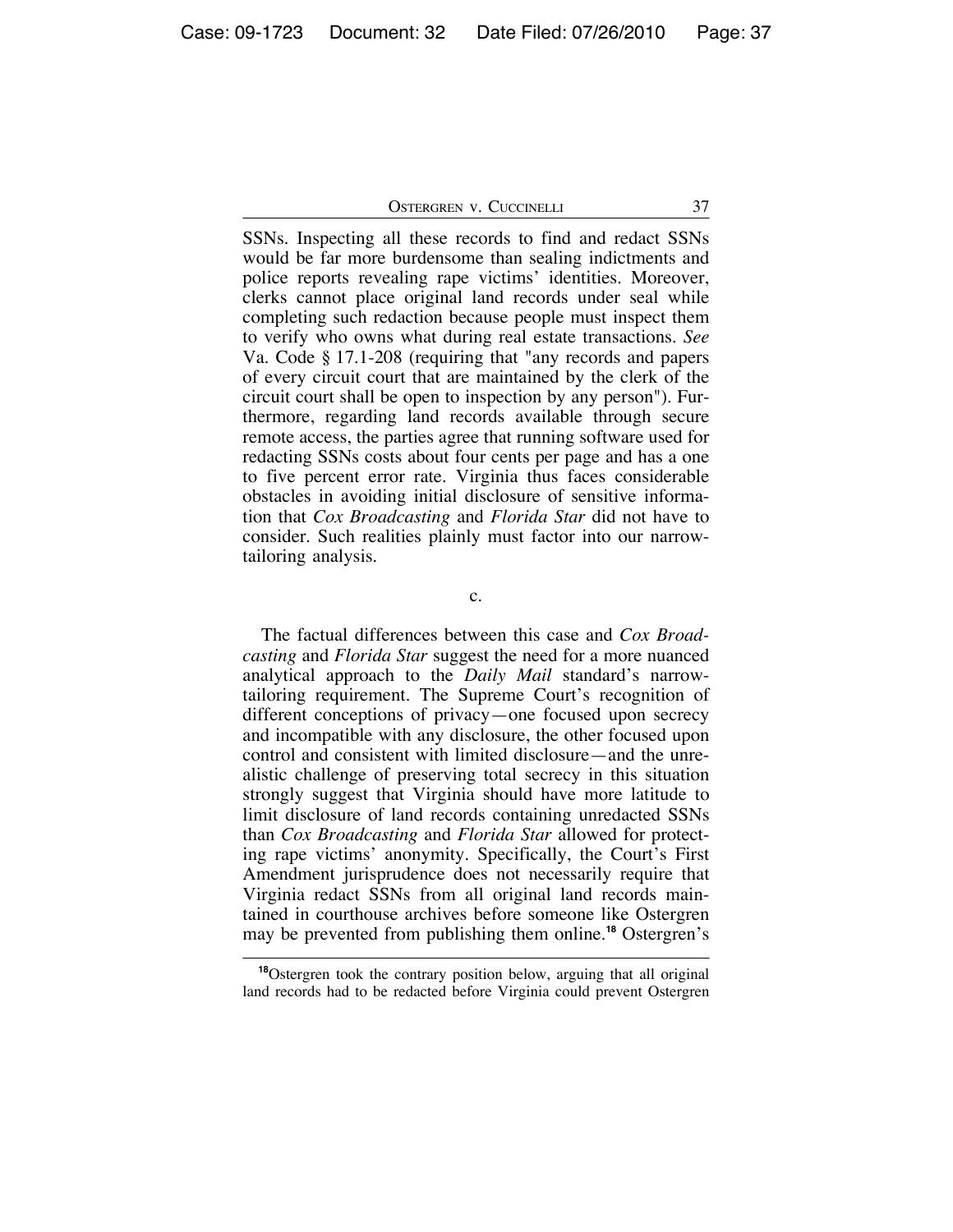SSNs. Inspecting all these records to find and redact SSNs would be far more burdensome than sealing indictments and police reports revealing rape victims' identities. Moreover, clerks cannot place original land records under seal while completing such redaction because people must inspect them to verify who owns what during real estate transactions. *See* Va. Code § 17.1-208 (requiring that "any records and papers of every circuit court that are maintained by the clerk of the circuit court shall be open to inspection by any person"). Furthermore, regarding land records available through secure remote access, the parties agree that running software used for redacting SSNs costs about four cents per page and has a one to five percent error rate. Virginia thus faces considerable obstacles in avoiding initial disclosure of sensitive information that *Cox Broadcasting* and *Florida Star* did not have to consider. Such realities plainly must factor into our narrow-tailoring analysis.

c.

The factual differences between this case and *Cox Broadcasting* and *Florida Star* suggest the need for a more nuanced analytical approach to the *Daily Mail* standard's narrow-tailoring requirement. The Supreme Court's recognition of different conceptions of privacy—one focused upon secrecy and incompatible with any disclosure, the other focused upon control and consistent with limited disclosure—and the unrealistic challenge of preserving total secrecy in this situation strongly suggest that Virginia should have more latitude to limit disclosure of land records containing unredacted SSNs than *Cox Broadcasting* and *Florida Star* allowed for protecting rape victims' anonymity. Specifically, the Court's First Amendment jurisprudence does not necessarily require that Virginia redact SSNs from all original land records maintained in courthouse archives before someone like Ostergren may be prevented from publishing them online.[18] Ostergren's

[18]Ostergren took the contrary position below, arguing that all original land records had to be redacted before Virginia could prevent Ostergren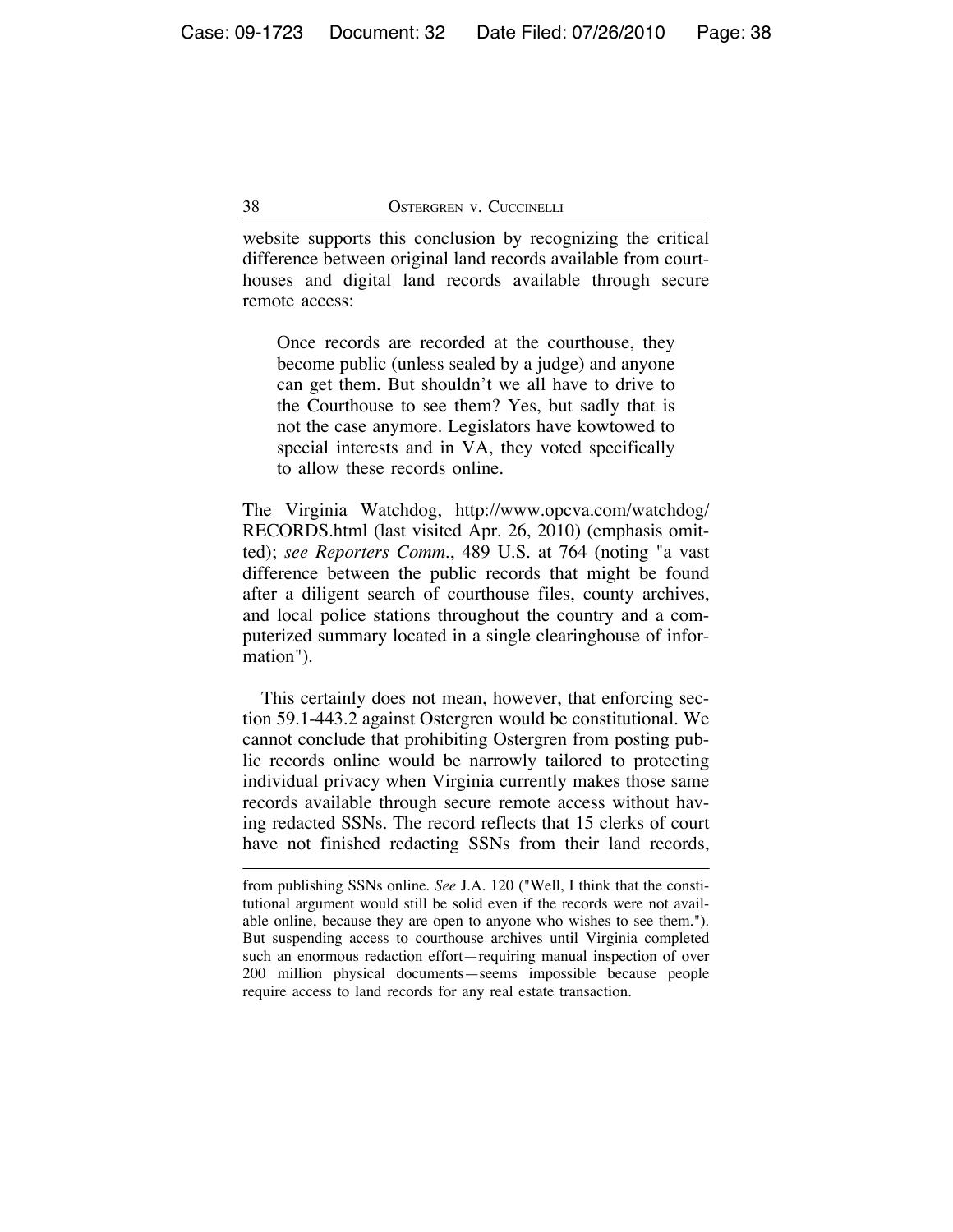website supports this conclusion by recognizing the critical difference between original land records available from courthouses and digital land records available through secure remote access:

> Once records are recorded at the courthouse, they become public (unless sealed by a judge) and anyone can get them. But shouldn't we all have to drive to the Courthouse to see them? Yes, but sadly that is not the case anymore. Legislators have kowtowed to special interests and in VA, they voted specifically to allow these records online.

The Virginia Watchdog, http://www.opcva.com/watchdog/RECORDS.html (last visited Apr. 26, 2010) (emphasis omitted); *see Reporters Comm.*, 489 U.S. at 764 (noting "a vast difference between the public records that might be found after a diligent search of courthouse files, county archives, and local police stations throughout the country and a computerized summary located in a single clearinghouse of information").

This certainly does not mean, however, that enforcing section 59.1-443.2 against Ostergren would be constitutional. We cannot conclude that prohibiting Ostergren from posting public records online would be narrowly tailored to protecting individual privacy when Virginia currently makes those same records available through secure remote access without having redacted SSNs. The record reflects that 15 clerks of court have not finished redacting SSNs from their land records,

---

from publishing SSNs online. *See* J.A. 120 ("Well, I think that the constitutional argument would still be solid even if the records were not available online, because they are open to anyone who wishes to see them."). But suspending access to courthouse archives until Virginia completed such an enormous redaction effort—requiring manual inspection of over 200 million physical documents—seems impossible because people require access to land records for any real estate transaction.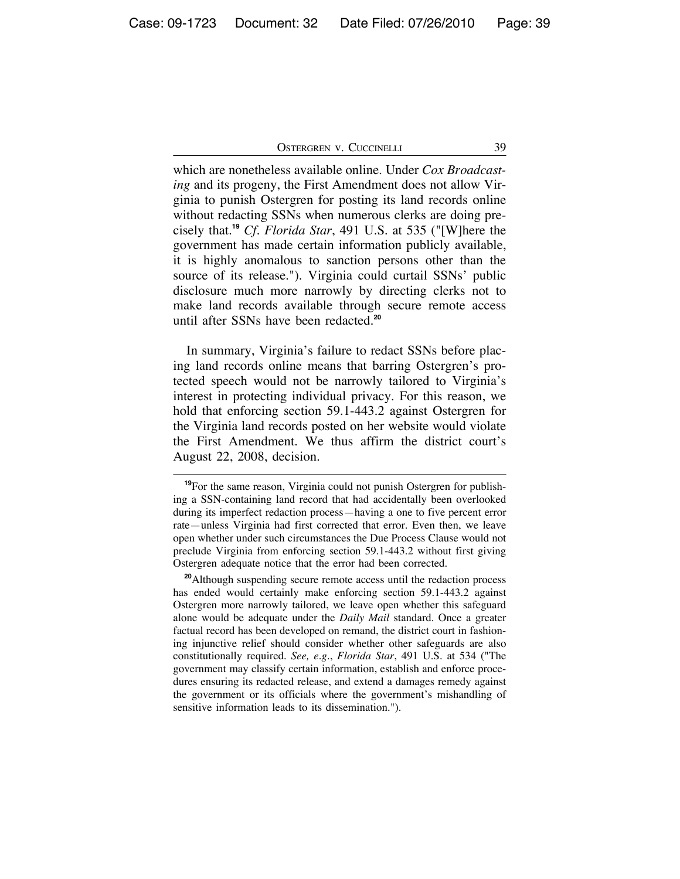which are nonetheless available online. Under *Cox Broadcasting* and its progeny, the First Amendment does not allow Virginia to punish Ostergren for posting its land records online without redacting SSNs when numerous clerks are doing precisely that.[19] *Cf. Florida Star*, 491 U.S. at 535 ("[W]here the government has made certain information publicly available, it is highly anomalous to sanction persons other than the source of its release."). Virginia could curtail SSNs' public disclosure much more narrowly by directing clerks not to make land records available through secure remote access until after SSNs have been redacted.[20]

In summary, Virginia's failure to redact SSNs before placing land records online means that barring Ostergren's protected speech would not be narrowly tailored to Virginia's interest in protecting individual privacy. For this reason, we hold that enforcing section 59.1-443.2 against Ostergren for the Virginia land records posted on her website would violate the First Amendment. We thus affirm the district court's August 22, 2008, decision.

---

[19]For the same reason, Virginia could not punish Ostergren for publishing a SSN-containing land record that had accidentally been overlooked during its imperfect redaction process—having a one to five percent error rate—unless Virginia had first corrected that error. Even then, we leave open whether under such circumstances the Due Process Clause would not preclude Virginia from enforcing section 59.1-443.2 without first giving Ostergren adequate notice that the error had been corrected.

[20]Although suspending secure remote access until the redaction process has ended would certainly make enforcing section 59.1-443.2 against Ostergren more narrowly tailored, we leave open whether this safeguard alone would be adequate under the *Daily Mail* standard. Once a greater factual record has been developed on remand, the district court in fashioning injunctive relief should consider whether other safeguards are also constitutionally required. *See, e.g.*, *Florida Star*, 491 U.S. at 534 ("The government may classify certain information, establish and enforce procedures ensuring its redacted release, and extend a damages remedy against the government or its officials where the government's mishandling of sensitive information leads to its dissemination.").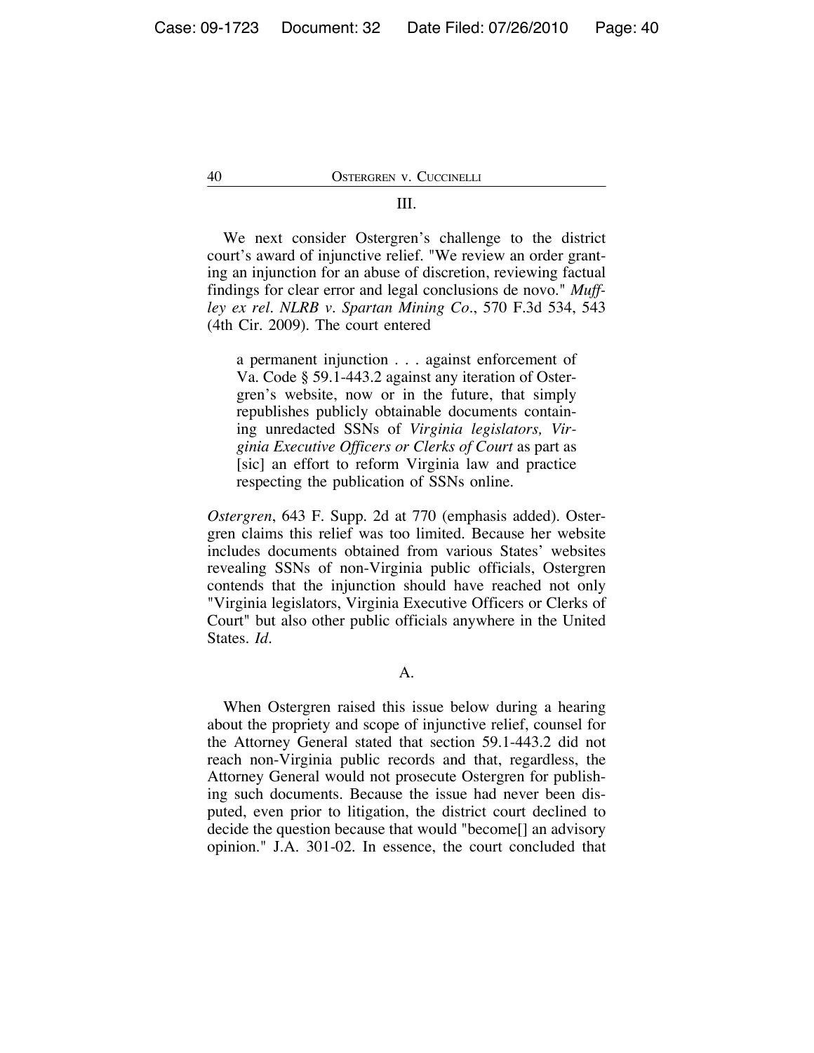## III.

We next consider Ostergren's challenge to the district court's award of injunctive relief. "We review an order granting an injunction for an abuse of discretion, reviewing factual findings for clear error and legal conclusions de novo." *Muffley ex rel. NLRB v. Spartan Mining Co.*, 570 F.3d 534, 543 (4th Cir. 2009). The court entered

> a permanent injunction . . . against enforcement of Va. Code § 59.1-443.2 against any iteration of Ostergren's website, now or in the future, that simply republishes publicly obtainable documents containing unredacted SSNs of *Virginia legislators, Virginia Executive Officers or Clerks of Court* as part as [sic] an effort to reform Virginia law and practice respecting the publication of SSNs online.

*Ostergren*, 643 F. Supp. 2d at 770 (emphasis added). Ostergren claims this relief was too limited. Because her website includes documents obtained from various States' websites revealing SSNs of non-Virginia public officials, Ostergren contends that the injunction should have reached not only "Virginia legislators, Virginia Executive Officers or Clerks of Court" but also other public officials anywhere in the United States. *Id.*

### A.

When Ostergren raised this issue below during a hearing about the propriety and scope of injunctive relief, counsel for the Attorney General stated that section 59.1-443.2 did not reach non-Virginia public records and that, regardless, the Attorney General would not prosecute Ostergren for publishing such documents. Because the issue had never been disputed, even prior to litigation, the district court declined to decide the question because that would "become[] an advisory opinion." J.A. 301-02. In essence, the court concluded that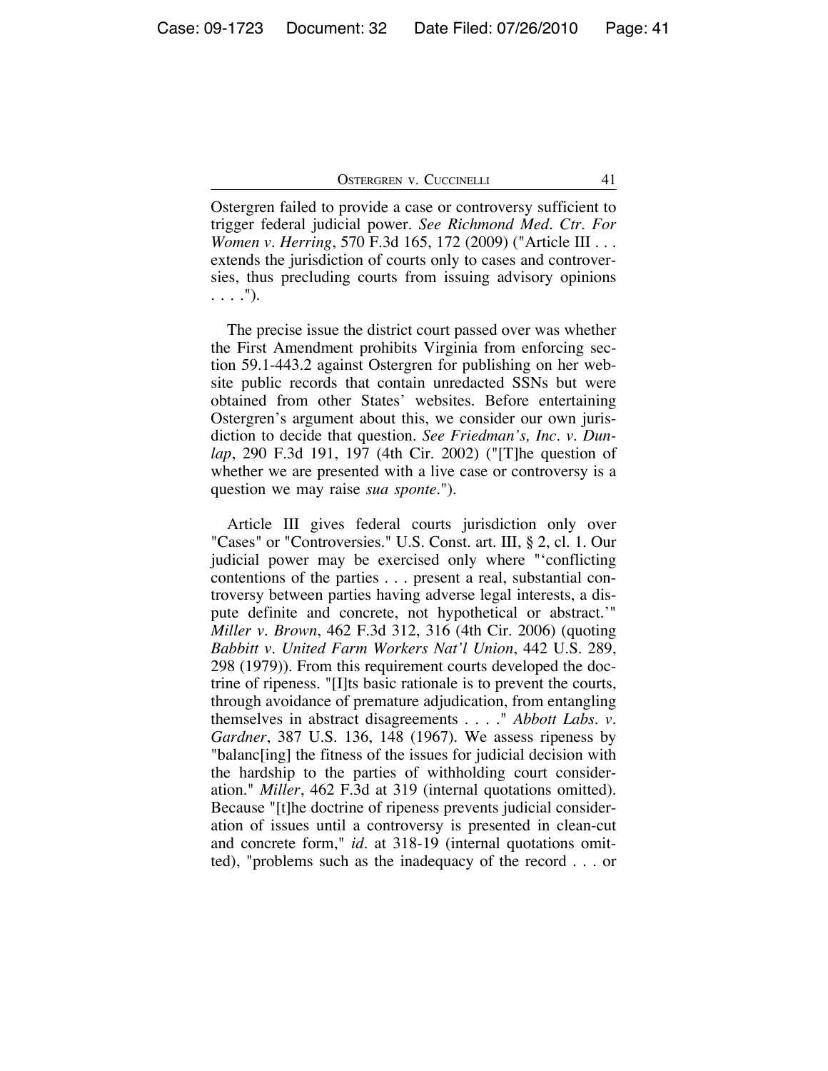Ostergren failed to provide a case or controversy sufficient to trigger federal judicial power. *See Richmond Med. Ctr. For Women v. Herring*, 570 F.3d 165, 172 (2009) ("Article III . . . extends the jurisdiction of courts only to cases and controversies, thus precluding courts from issuing advisory opinions . . . .").

The precise issue the district court passed over was whether the First Amendment prohibits Virginia from enforcing section 59.1-443.2 against Ostergren for publishing on her website public records that contain unredacted SSNs but were obtained from other States' websites. Before entertaining Ostergren's argument about this, we consider our own jurisdiction to decide that question. *See Friedman's, Inc. v. Dunlap*, 290 F.3d 191, 197 (4th Cir. 2002) ("[T]he question of whether we are presented with a live case or controversy is a question we may raise *sua sponte*.").

Article III gives federal courts jurisdiction only over "Cases" or "Controversies." U.S. Const. art. III, § 2, cl. 1. Our judicial power may be exercised only where "'conflicting contentions of the parties . . . present a real, substantial controversy between parties having adverse legal interests, a dispute definite and concrete, not hypothetical or abstract.'" *Miller v. Brown*, 462 F.3d 312, 316 (4th Cir. 2006) (quoting *Babbitt v. United Farm Workers Nat'l Union*, 442 U.S. 289, 298 (1979)). From this requirement courts developed the doctrine of ripeness. "[I]ts basic rationale is to prevent the courts, through avoidance of premature adjudication, from entangling themselves in abstract disagreements . . . ." *Abbott Labs. v. Gardner*, 387 U.S. 136, 148 (1967). We assess ripeness by "balanc[ing] the fitness of the issues for judicial decision with the hardship to the parties of withholding court consideration." *Miller*, 462 F.3d at 319 (internal quotations omitted). Because "[t]he doctrine of ripeness prevents judicial consideration of issues until a controversy is presented in clean-cut and concrete form," *id.* at 318-19 (internal quotations omitted), "problems such as the inadequacy of the record . . . or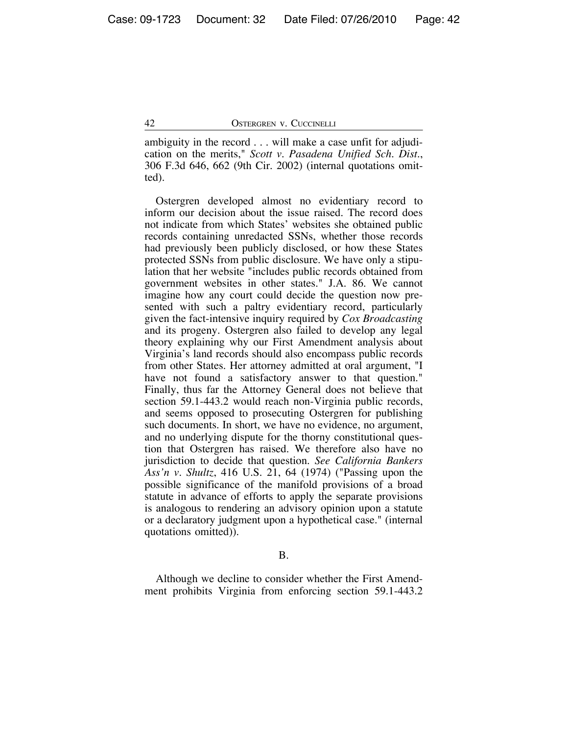ambiguity in the record . . . will make a case unfit for adjudication on the merits," *Scott v. Pasadena Unified Sch. Dist.*, 306 F.3d 646, 662 (9th Cir. 2002) (internal quotations omitted).

Ostergren developed almost no evidentiary record to inform our decision about the issue raised. The record does not indicate from which States' websites she obtained public records containing unredacted SSNs, whether those records had previously been publicly disclosed, or how these States protected SSNs from public disclosure. We have only a stipulation that her website "includes public records obtained from government websites in other states." J.A. 86. We cannot imagine how any court could decide the question now presented with such a paltry evidentiary record, particularly given the fact-intensive inquiry required by *Cox Broadcasting* and its progeny. Ostergren also failed to develop any legal theory explaining why our First Amendment analysis about Virginia's land records should also encompass public records from other States. Her attorney admitted at oral argument, "I have not found a satisfactory answer to that question." Finally, thus far the Attorney General does not believe that section 59.1-443.2 would reach non-Virginia public records, and seems opposed to prosecuting Ostergren for publishing such documents. In short, we have no evidence, no argument, and no underlying dispute for the thorny constitutional question that Ostergren has raised. We therefore also have no jurisdiction to decide that question. *See California Bankers Ass'n v. Shultz*, 416 U.S. 21, 64 (1974) ("Passing upon the possible significance of the manifold provisions of a broad statute in advance of efforts to apply the separate provisions is analogous to rendering an advisory opinion upon a statute or a declaratory judgment upon a hypothetical case." (internal quotations omitted)).

B.

Although we decline to consider whether the First Amendment prohibits Virginia from enforcing section 59.1-443.2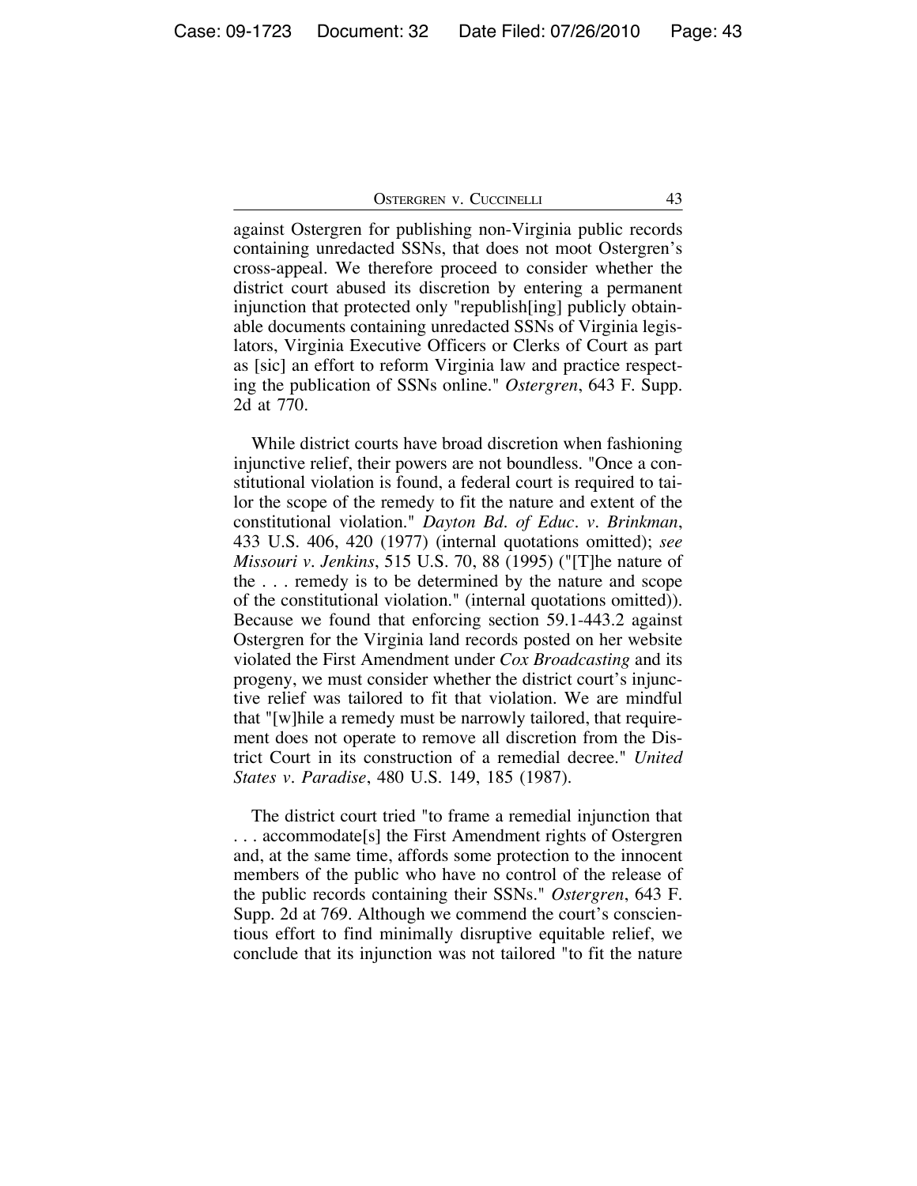against Ostergren for publishing non-Virginia public records containing unredacted SSNs, that does not moot Ostergren's cross-appeal. We therefore proceed to consider whether the district court abused its discretion by entering a permanent injunction that protected only "republish[ing] publicly obtainable documents containing unredacted SSNs of Virginia legislators, Virginia Executive Officers or Clerks of Court as part as [sic] an effort to reform Virginia law and practice respecting the publication of SSNs online." *Ostergren*, 643 F. Supp. 2d at 770.

While district courts have broad discretion when fashioning injunctive relief, their powers are not boundless. "Once a constitutional violation is found, a federal court is required to tailor the scope of the remedy to fit the nature and extent of the constitutional violation." *Dayton Bd. of Educ. v. Brinkman*, 433 U.S. 406, 420 (1977) (internal quotations omitted); *see Missouri v. Jenkins*, 515 U.S. 70, 88 (1995) ("[T]he nature of the . . . remedy is to be determined by the nature and scope of the constitutional violation." (internal quotations omitted)). Because we found that enforcing section 59.1-443.2 against Ostergren for the Virginia land records posted on her website violated the First Amendment under *Cox Broadcasting* and its progeny, we must consider whether the district court's injunctive relief was tailored to fit that violation. We are mindful that "[w]hile a remedy must be narrowly tailored, that requirement does not operate to remove all discretion from the District Court in its construction of a remedial decree." *United States v. Paradise*, 480 U.S. 149, 185 (1987).

The district court tried "to frame a remedial injunction that . . . accommodate[s] the First Amendment rights of Ostergren and, at the same time, affords some protection to the innocent members of the public who have no control of the release of the public records containing their SSNs." *Ostergren*, 643 F. Supp. 2d at 769. Although we commend the court's conscientious effort to find minimally disruptive equitable relief, we conclude that its injunction was not tailored "to fit the nature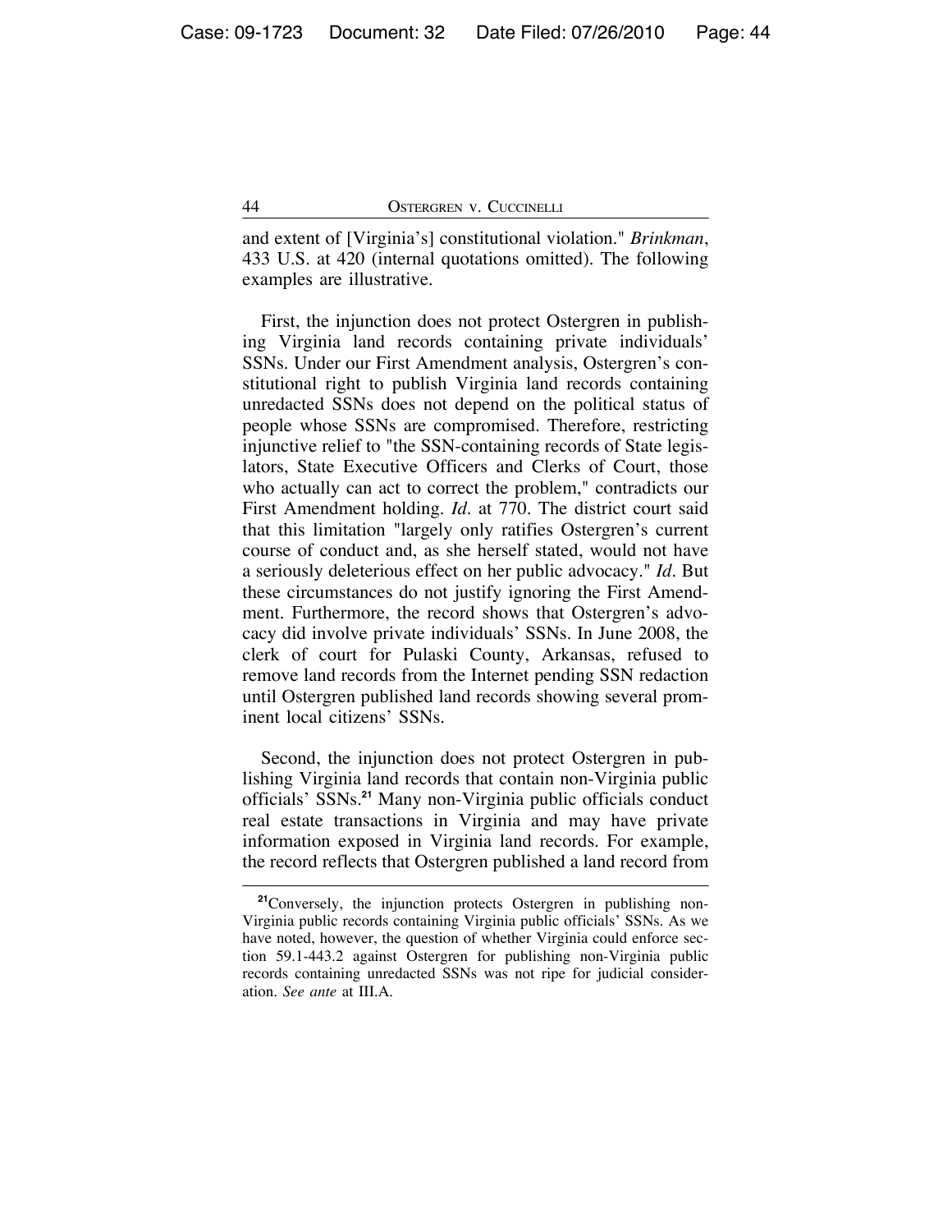and extent of [Virginia's] constitutional violation." *Brinkman*, 433 U.S. at 420 (internal quotations omitted). The following examples are illustrative.

First, the injunction does not protect Ostergren in publishing Virginia land records containing private individuals' SSNs. Under our First Amendment analysis, Ostergren's constitutional right to publish Virginia land records containing unredacted SSNs does not depend on the political status of people whose SSNs are compromised. Therefore, restricting injunctive relief to "the SSN-containing records of State legislators, State Executive Officers and Clerks of Court, those who actually can act to correct the problem," contradicts our First Amendment holding. *Id.* at 770. The district court said that this limitation "largely only ratifies Ostergren's current course of conduct and, as she herself stated, would not have a seriously deleterious effect on her public advocacy." *Id*. But these circumstances do not justify ignoring the First Amendment. Furthermore, the record shows that Ostergren's advocacy did involve private individuals' SSNs. In June 2008, the clerk of court for Pulaski County, Arkansas, refused to remove land records from the Internet pending SSN redaction until Ostergren published land records showing several prominent local citizens' SSNs.

Second, the injunction does not protect Ostergren in publishing Virginia land records that contain non-Virginia public officials' SSNs.[21] Many non-Virginia public officials conduct real estate transactions in Virginia and may have private information exposed in Virginia land records. For example, the record reflects that Ostergren published a land record from

[21] Conversely, the injunction protects Ostergren in publishing non-Virginia public records containing Virginia public officials' SSNs. As we have noted, however, the question of whether Virginia could enforce section 59.1-443.2 against Ostergren for publishing non-Virginia public records containing unredacted SSNs was not ripe for judicial consideration. *See ante* at III.A.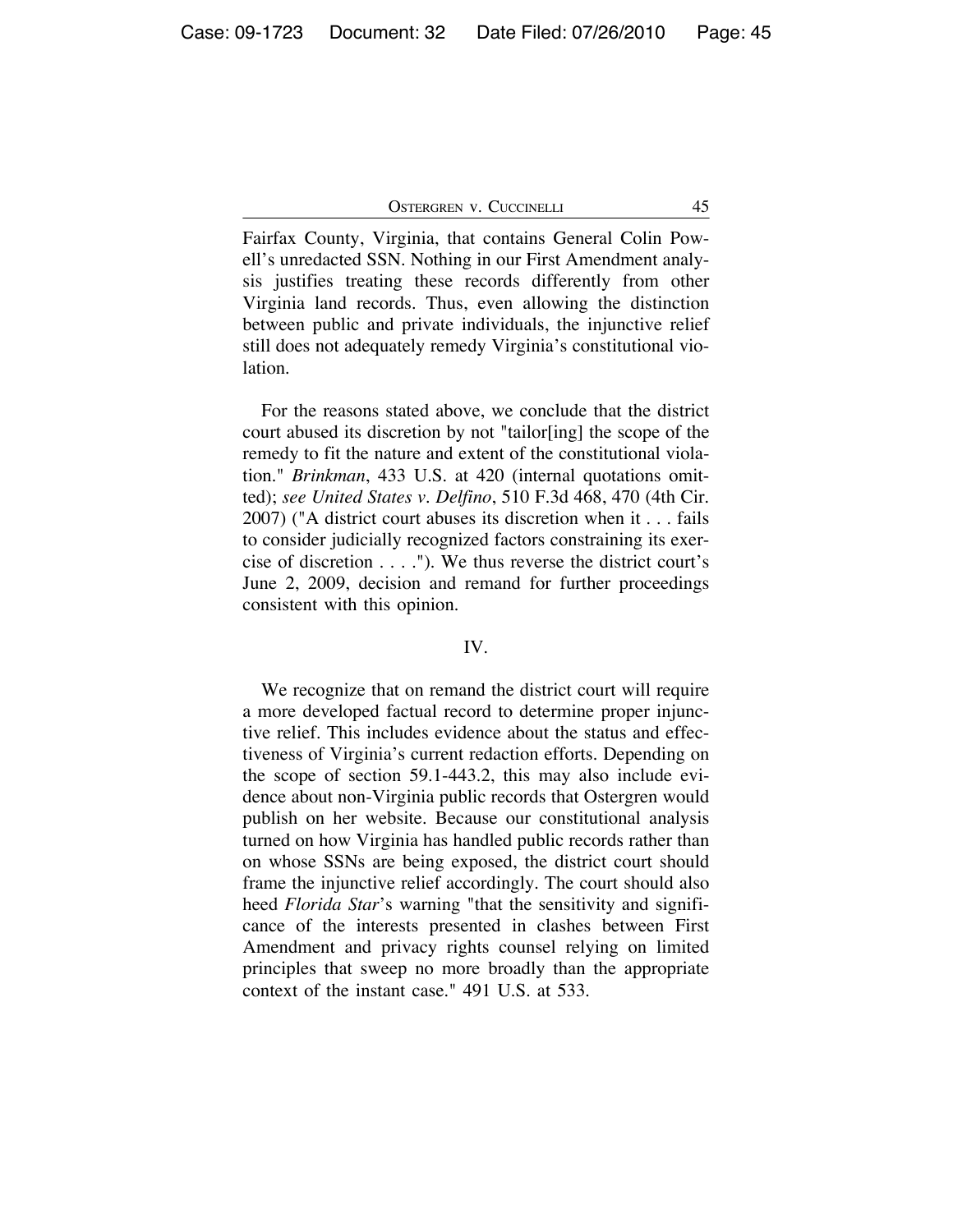Fairfax County, Virginia, that contains General Colin Powell's unredacted SSN. Nothing in our First Amendment analysis justifies treating these records differently from other Virginia land records. Thus, even allowing the distinction between public and private individuals, the injunctive relief still does not adequately remedy Virginia's constitutional violation.

For the reasons stated above, we conclude that the district court abused its discretion by not "tailor[ing] the scope of the remedy to fit the nature and extent of the constitutional violation." *Brinkman*, 433 U.S. at 420 (internal quotations omitted); *see United States v. Delfino*, 510 F.3d 468, 470 (4th Cir. 2007) ("A district court abuses its discretion when it . . . fails to consider judicially recognized factors constraining its exercise of discretion . . . ."). We thus reverse the district court's June 2, 2009, decision and remand for further proceedings consistent with this opinion.

## IV.

We recognize that on remand the district court will require a more developed factual record to determine proper injunctive relief. This includes evidence about the status and effectiveness of Virginia's current redaction efforts. Depending on the scope of section 59.1-443.2, this may also include evidence about non-Virginia public records that Ostergren would publish on her website. Because our constitutional analysis turned on how Virginia has handled public records rather than on whose SSNs are being exposed, the district court should frame the injunctive relief accordingly. The court should also heed *Florida Star*'s warning "that the sensitivity and significance of the interests presented in clashes between First Amendment and privacy rights counsel relying on limited principles that sweep no more broadly than the appropriate context of the instant case." 491 U.S. at 533.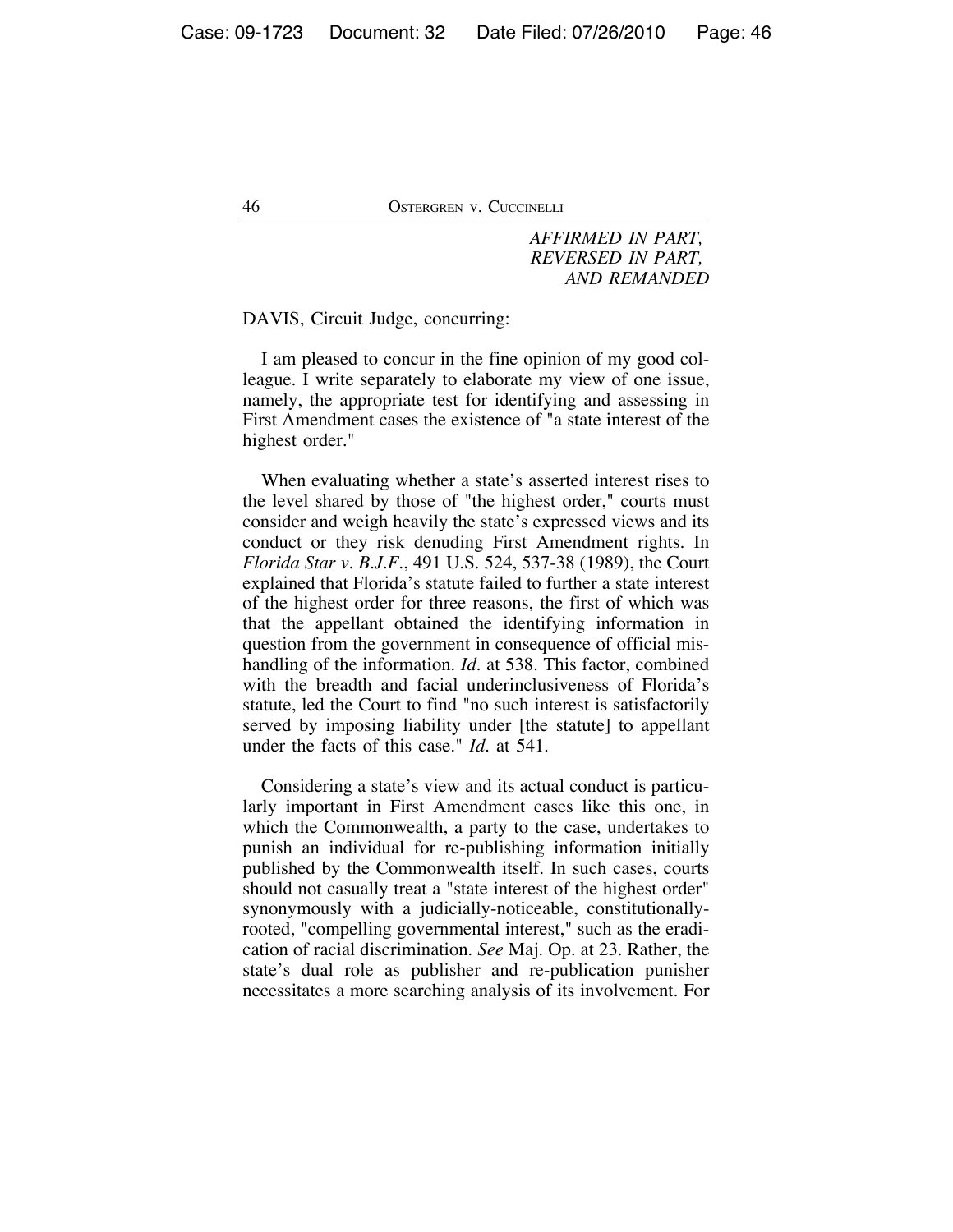*AFFIRMED IN PART,*
*REVERSED IN PART,*
*AND REMANDED*

DAVIS, Circuit Judge, concurring:

I am pleased to concur in the fine opinion of my good colleague. I write separately to elaborate my view of one issue, namely, the appropriate test for identifying and assessing in First Amendment cases the existence of "a state interest of the highest order."

When evaluating whether a state's asserted interest rises to the level shared by those of "the highest order," courts must consider and weigh heavily the state's expressed views and its conduct or they risk denuding First Amendment rights. In *Florida Star v. B.J.F.*, 491 U.S. 524, 537-38 (1989), the Court explained that Florida's statute failed to further a state interest of the highest order for three reasons, the first of which was that the appellant obtained the identifying information in question from the government in consequence of official mishandling of the information. *Id.* at 538. This factor, combined with the breadth and facial underinclusiveness of Florida's statute, led the Court to find "no such interest is satisfactorily served by imposing liability under [the statute] to appellant under the facts of this case." *Id.* at 541.

Considering a state's view and its actual conduct is particularly important in First Amendment cases like this one, in which the Commonwealth, a party to the case, undertakes to punish an individual for re-publishing information initially published by the Commonwealth itself. In such cases, courts should not casually treat a "state interest of the highest order" synonymously with a judicially-noticeable, constitutionally-rooted, "compelling governmental interest," such as the eradication of racial discrimination. *See* Maj. Op. at 23. Rather, the state's dual role as publisher and re-publication punisher necessitates a more searching analysis of its involvement. For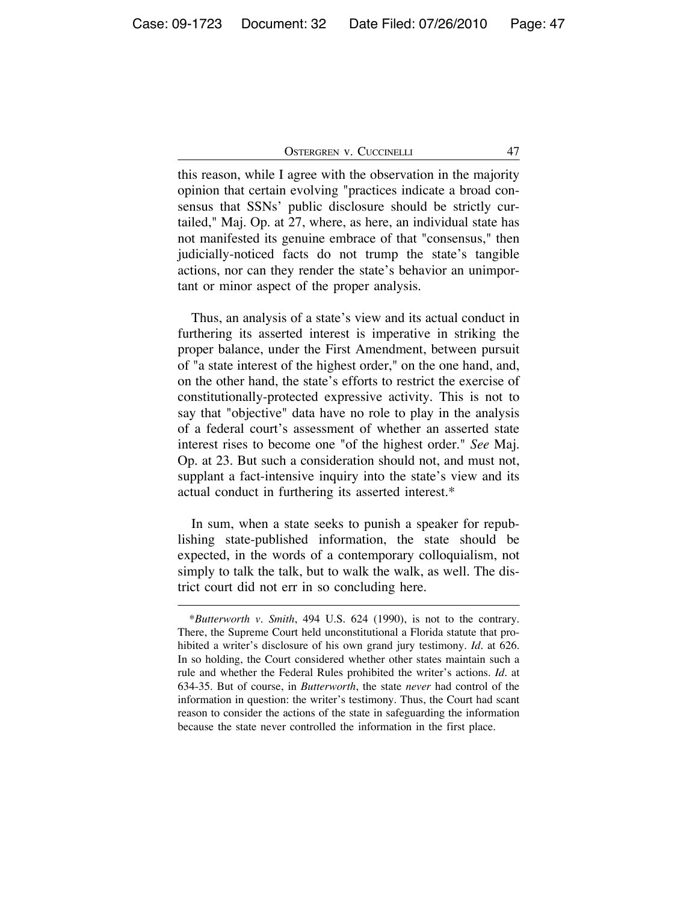this reason, while I agree with the observation in the majority opinion that certain evolving "practices indicate a broad consensus that SSNs' public disclosure should be strictly curtailed," Maj. Op. at 27, where, as here, an individual state has not manifested its genuine embrace of that "consensus," then judicially-noticed facts do not trump the state's tangible actions, nor can they render the state's behavior an unimportant or minor aspect of the proper analysis.

Thus, an analysis of a state's view and its actual conduct in furthering its asserted interest is imperative in striking the proper balance, under the First Amendment, between pursuit of "a state interest of the highest order," on the one hand, and, on the other hand, the state's efforts to restrict the exercise of constitutionally-protected expressive activity. This is not to say that "objective" data have no role to play in the analysis of a federal court's assessment of whether an asserted state interest rises to become one "of the highest order." *See* Maj. Op. at 23. But such a consideration should not, and must not, supplant a fact-intensive inquiry into the state's view and its actual conduct in furthering its asserted interest.*

In sum, when a state seeks to punish a speaker for republishing state-published information, the state should be expected, in the words of a contemporary colloquialism, not simply to talk the talk, but to walk the walk, as well. The district court did not err in so concluding here.

---

\**Butterworth v. Smith*, 494 U.S. 624 (1990), is not to the contrary. There, the Supreme Court held unconstitutional a Florida statute that prohibited a writer's disclosure of his own grand jury testimony. *Id.* at 626. In so holding, the Court considered whether other states maintain such a rule and whether the Federal Rules prohibited the writer's actions. *Id.* at 634-35. But of course, in *Butterworth*, the state *never* had control of the information in question: the writer's testimony. Thus, the Court had scant reason to consider the actions of the state in safeguarding the information because the state never controlled the information in the first place.